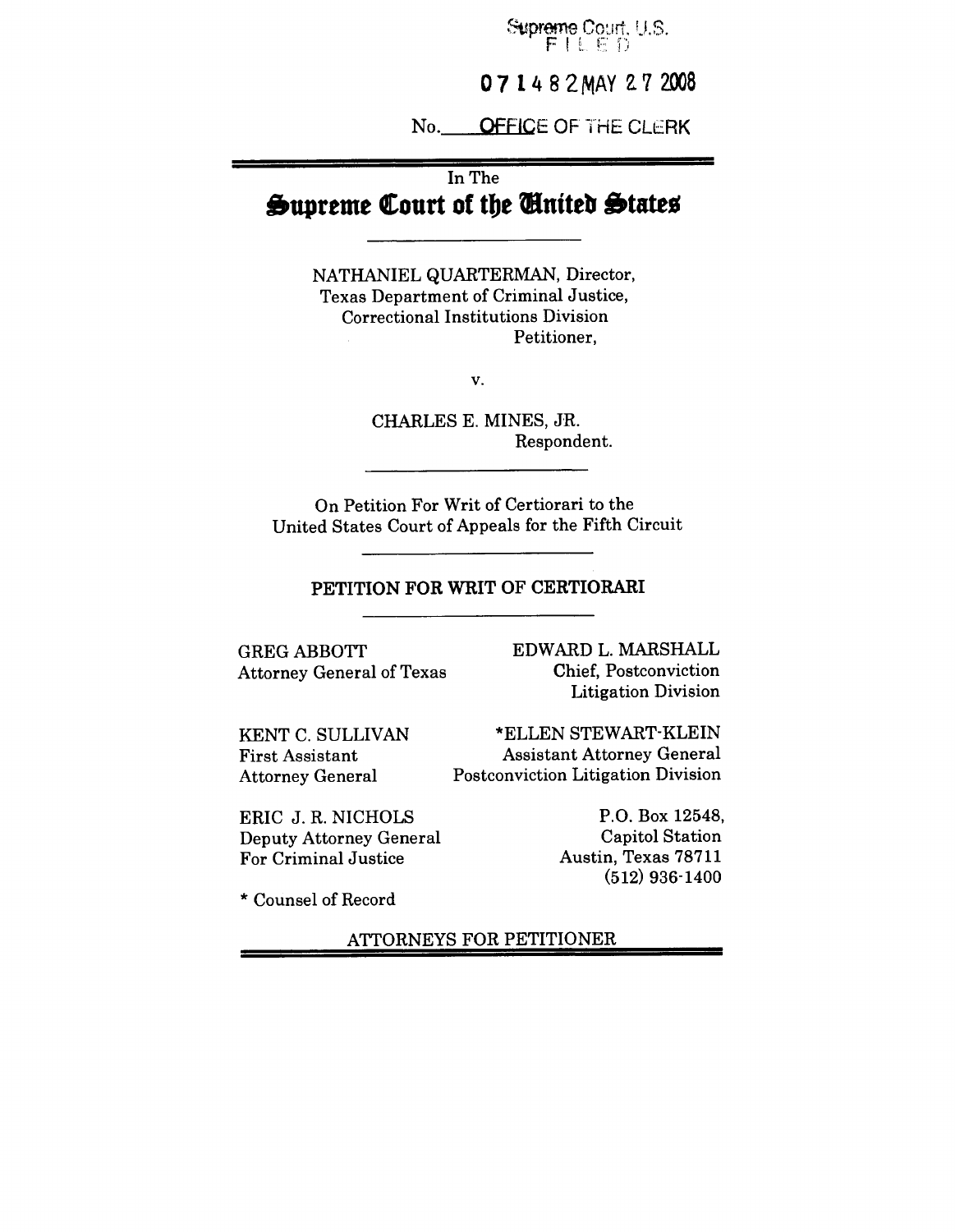Supreme Court, U.S.
FILED

07 1 4 8 2 MAY 27 2008

No. OFFICE OF THE CLERK

In The

# Supreme Court of the United States

NATHANIEL QUARTERMAN, Director,
Texas Department of Criminal Justice,
Correctional Institutions Division
Petitioner,

v.

CHARLES E. MINES, JR.
Respondent.

On Petition For Writ of Certiorari to the
United States Court of Appeals for the Fifth Circuit

## PETITION FOR WRIT OF CERTIORARI

GREG ABBOTT
Attorney General of Texas

KENT C. SULLIVAN
First Assistant
Attorney General

ERIC J. R. NICHOLS
Deputy Attorney General
For Criminal Justice

EDWARD L. MARSHALL
Chief, Postconviction
Litigation Division

*ELLEN STEWART-KLEIN
Assistant Attorney General
Postconviction Litigation Division

P.O. Box 12548,
Capitol Station
Austin, Texas 78711
(512) 936-1400

* Counsel of Record

ATTORNEYS FOR PETITIONER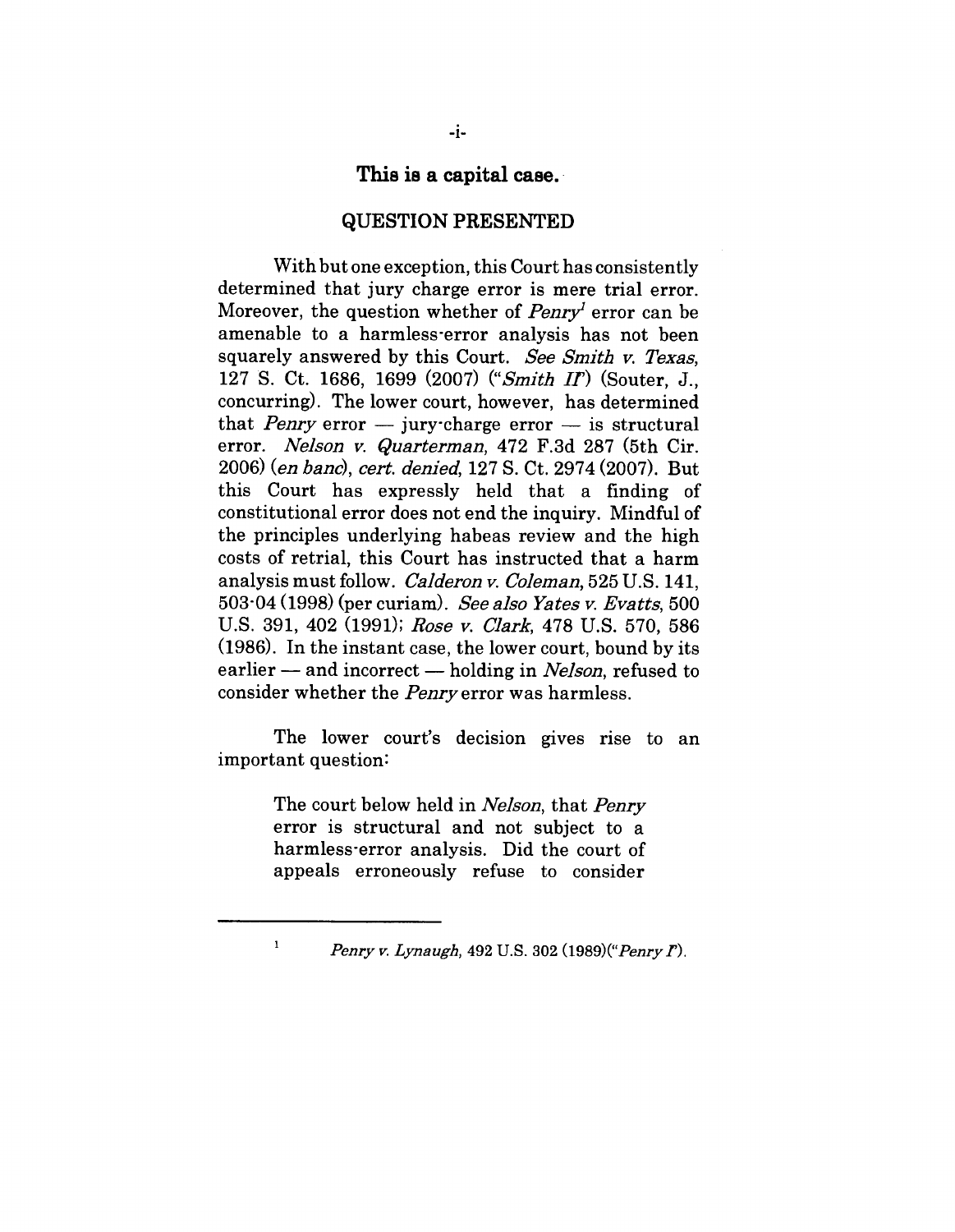**This is a capital case.**

## QUESTION PRESENTED

With but one exception, this Court has consistently determined that jury charge error is mere trial error. Moreover, the question whether of *Penry*[1] error can be amenable to a harmless-error analysis has not been squarely answered by this Court. *See Smith v. Texas*, 127 S. Ct. 1686, 1699 (2007) ("*Smith II*") (Souter, J., concurring). The lower court, however, has determined that *Penry* error — jury-charge error — is structural error. *Nelson v. Quarterman*, 472 F.3d 287 (5th Cir. 2006) (*en banc*), *cert. denied*, 127 S. Ct. 2974 (2007). But this Court has expressly held that a finding of constitutional error does not end the inquiry. Mindful of the principles underlying habeas review and the high costs of retrial, this Court has instructed that a harm analysis must follow. *Calderon v. Coleman*, 525 U.S. 141, 503-04 (1998) (per curiam). *See also Yates v. Evatts*, 500 U.S. 391, 402 (1991); *Rose v. Clark*, 478 U.S. 570, 586 (1986). In the instant case, the lower court, bound by its earlier — and incorrect — holding in *Nelson*, refused to consider whether the *Penry* error was harmless.

The lower court's decision gives rise to an important question:

> The court below held in *Nelson*, that *Penry* error is structural and not subject to a harmless-error analysis. Did the court of appeals erroneously refuse to consider

[1] *Penry v. Lynaugh*, 492 U.S. 302 (1989)("*Penry I*").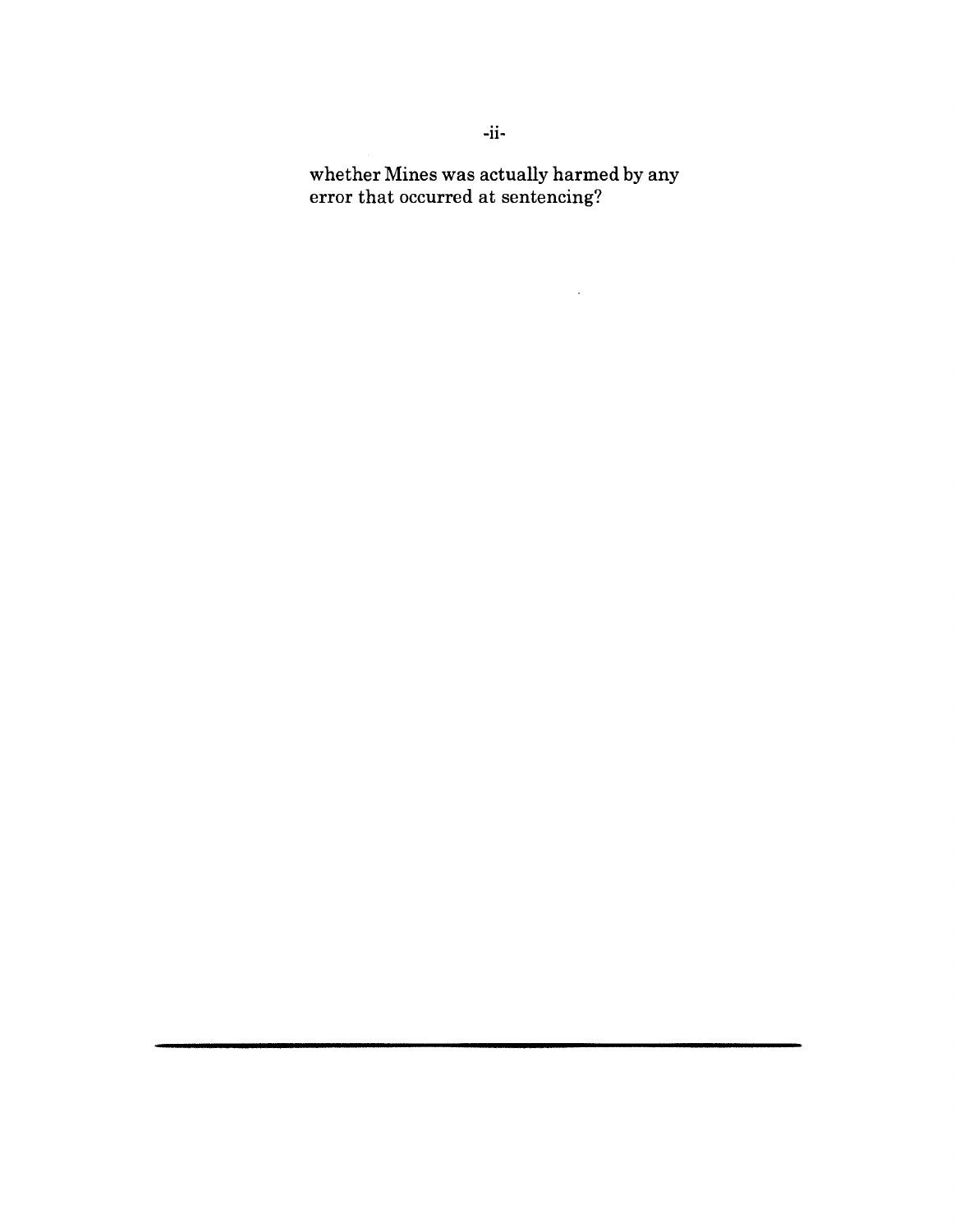whether Mines was actually harmed by any error that occurred at sentencing?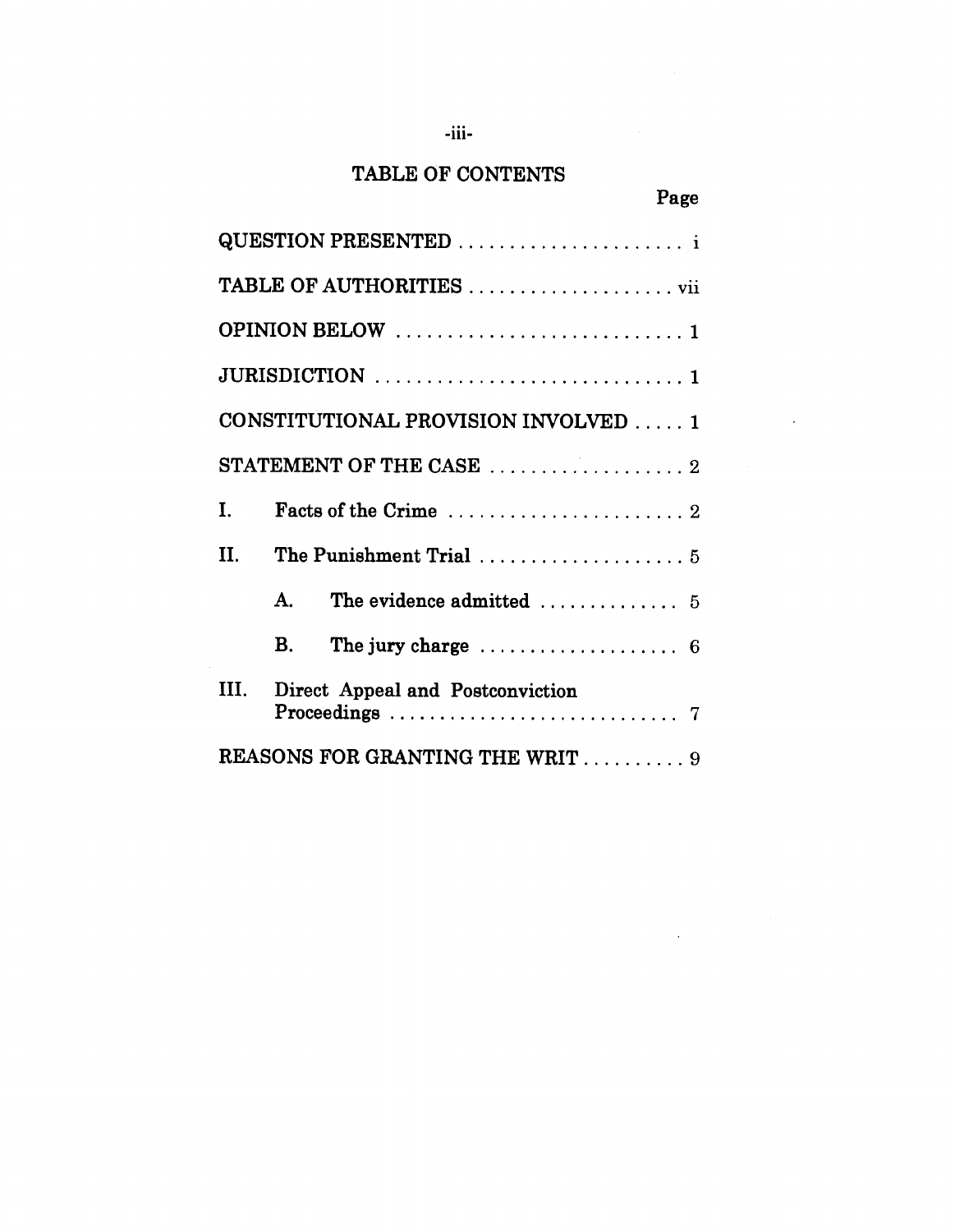## TABLE OF CONTENTS

| | Page |
|---|---|
| QUESTION PRESENTED | i |
| TABLE OF AUTHORITIES | vii |
| OPINION BELOW | 1 |
| JURISDICTION | 1 |
| CONSTITUTIONAL PROVISION INVOLVED | 1 |
| STATEMENT OF THE CASE | 2 |
| I. Facts of the Crime | 2 |
| II. The Punishment Trial | 5 |
| A. The evidence admitted | 5 |
| B. The jury charge | 6 |
| III. Direct Appeal and Postconviction Proceedings | 7 |
| REASONS FOR GRANTING THE WRIT | 9 |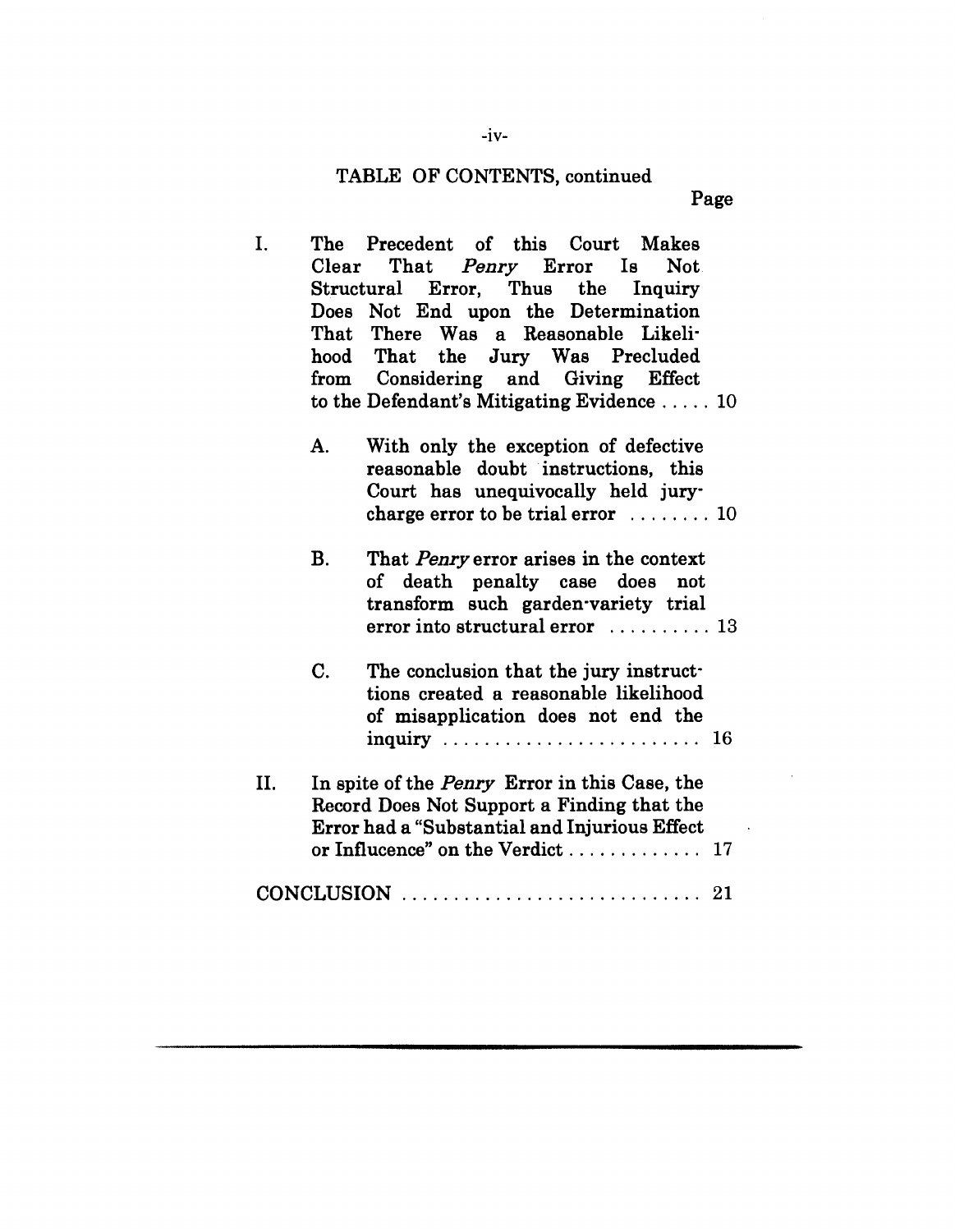TABLE OF CONTENTS, continued

Page

I. The Precedent of this Court Makes Clear That *Penry* Error Is Not Structural Error, Thus the Inquiry Does Not End upon the Determination That There Was a Reasonable Likelihood That the Jury Was Precluded from Considering and Giving Effect to the Defendant's Mitigating Evidence . . . . . 10

 A. With only the exception of defective reasonable doubt instructions, this Court has unequivocally held jury-charge error to be trial error . . . . . . . . 10

 B. That *Penry* error arises in the context of death penalty case does not transform such garden-variety trial error into structural error . . . . . . . . . . 13

 C. The conclusion that the jury instructions created a reasonable likelihood of misapplication does not end the inquiry . . . . . . . . . . . . . . . . . . . . . . . . 16

II. In spite of the *Penry* Error in this Case, the Record Does Not Support a Finding that the Error had a "Substantial and Injurious Effect or Influcence" on the Verdict . . . . . . . . . . . . . 17

CONCLUSION . . . . . . . . . . . . . . . . . . . . . . . . . . . . 21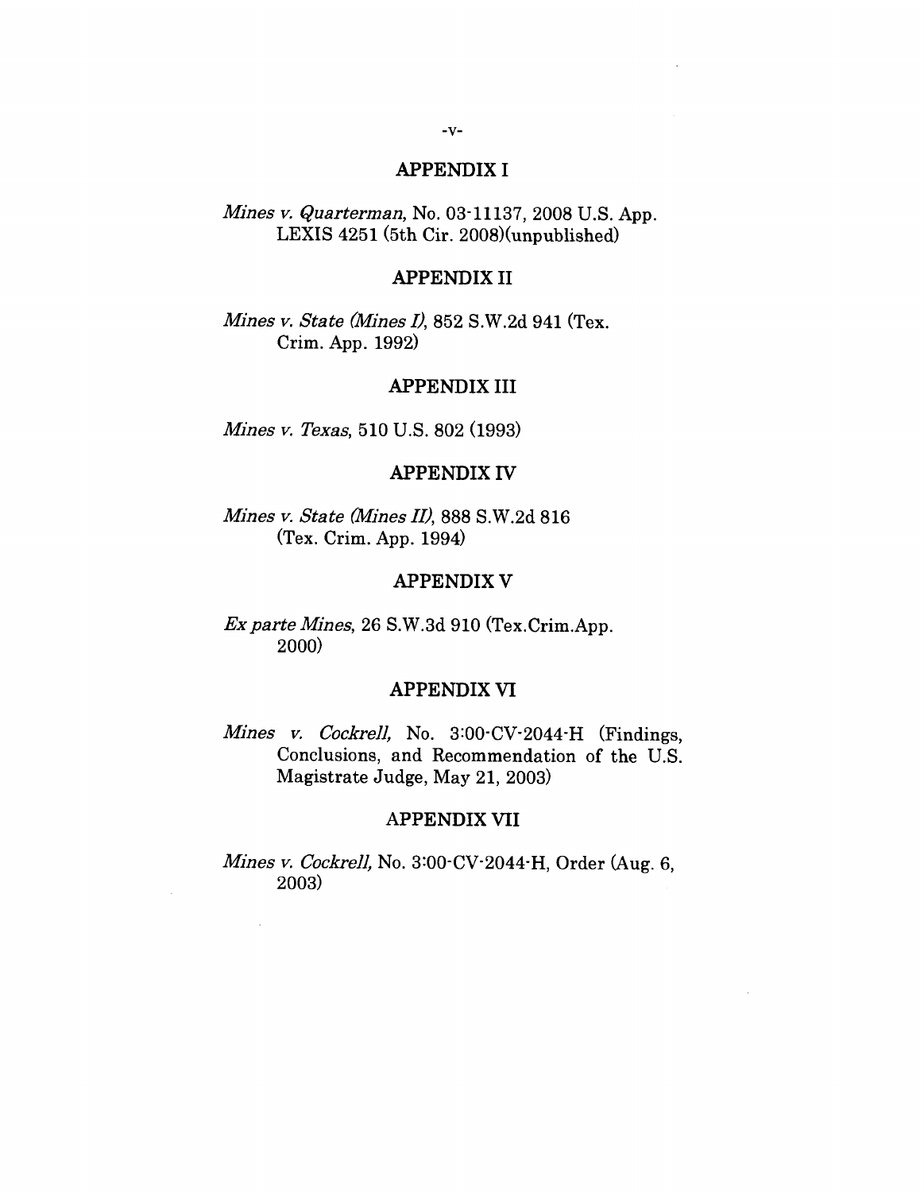## APPENDIX I

*Mines v. Quarterman*, No. 03-11137, 2008 U.S. App. LEXIS 4251 (5th Cir. 2008)(unpublished)

## APPENDIX II

*Mines v. State (Mines I)*, 852 S.W.2d 941 (Tex. Crim. App. 1992)

## APPENDIX III

*Mines v. Texas*, 510 U.S. 802 (1993)

## APPENDIX IV

*Mines v. State (Mines II)*, 888 S.W.2d 816 (Tex. Crim. App. 1994)

## APPENDIX V

*Ex parte Mines*, 26 S.W.3d 910 (Tex.Crim.App. 2000)

## APPENDIX VI

*Mines v. Cockrell*, No. 3:00-CV-2044-H (Findings, Conclusions, and Recommendation of the U.S. Magistrate Judge, May 21, 2003)

## APPENDIX VII

*Mines v. Cockrell*, No. 3:00-CV-2044-H, Order (Aug. 6, 2003)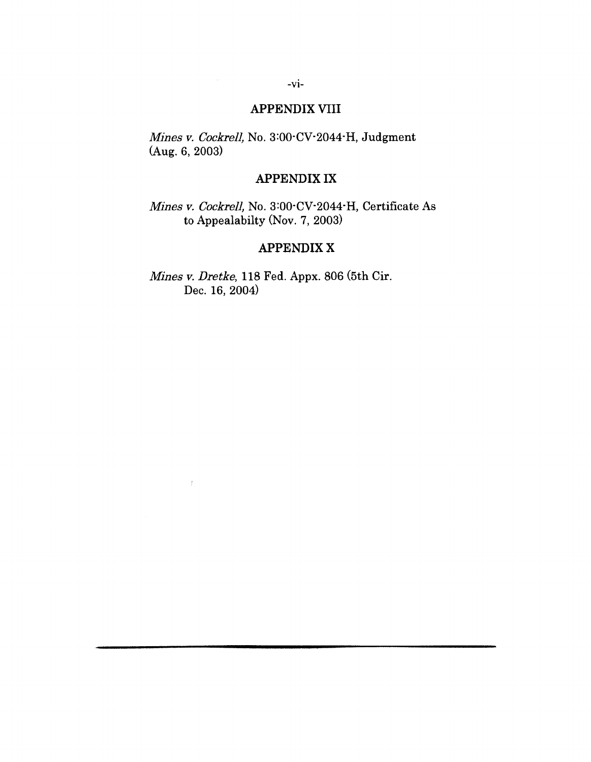## APPENDIX VIII

*Mines v. Cockrell,* No. 3:00-CV-2044-H, Judgment (Aug. 6, 2003)

## APPENDIX IX

*Mines v. Cockrell,* No. 3:00-CV-2044-H, Certificate As to Appealabilty (Nov. 7, 2003)

## APPENDIX X

*Mines v. Dretke,* 118 Fed. Appx. 806 (5th Cir. Dec. 16, 2004)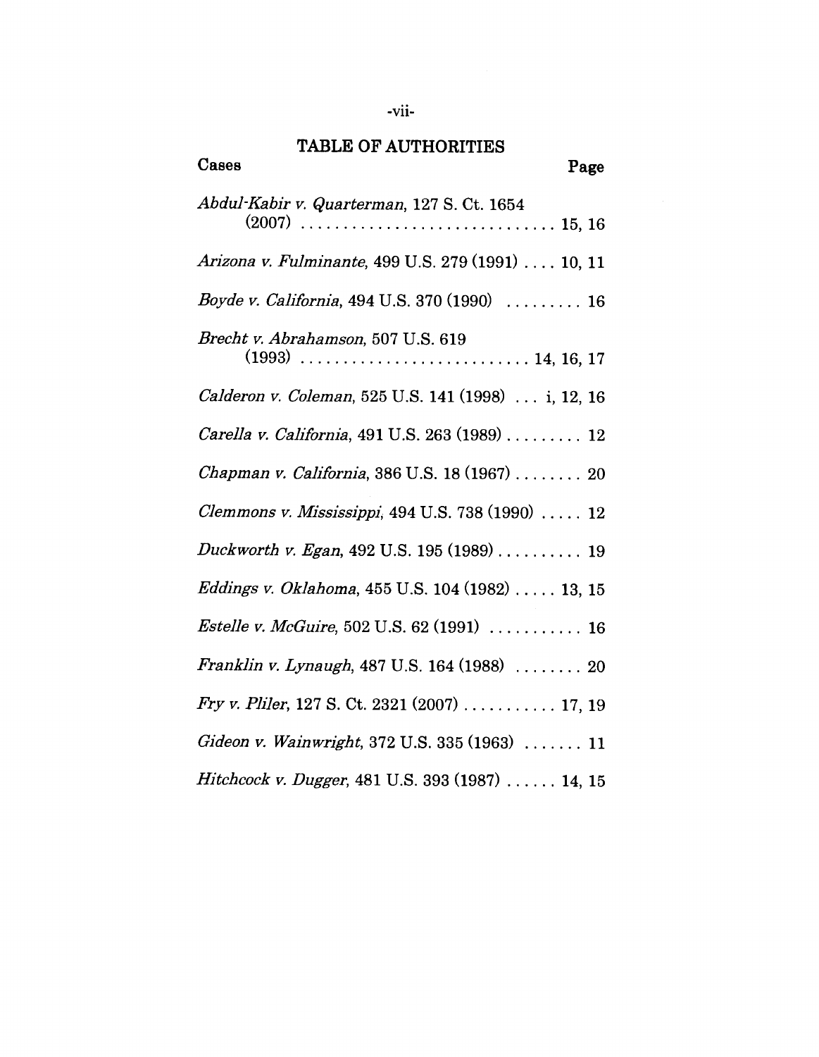## TABLE OF AUTHORITIES

**Cases** **Page**

*Abdul-Kabir v. Quarterman*, 127 S. Ct. 1654 (2007) . . . . . . . . . . . . . . . . . . . . . . . . . . . . . 15, 16

*Arizona v. Fulminante*, 499 U.S. 279 (1991) . . . . 10, 11

*Boyde v. California*, 494 U.S. 370 (1990) . . . . . . . . . 16

*Brecht v. Abrahamson*, 507 U.S. 619 (1993) . . . . . . . . . . . . . . . . . . . . . . . . . . 14, 16, 17

*Calderon v. Coleman*, 525 U.S. 141 (1998) . . . i, 12, 16

*Carella v. California*, 491 U.S. 263 (1989) . . . . . . . . . 12

*Chapman v. California*, 386 U.S. 18 (1967) . . . . . . . . 20

*Clemmons v. Mississippi*, 494 U.S. 738 (1990) . . . . . 12

*Duckworth v. Egan*, 492 U.S. 195 (1989) . . . . . . . . . . 19

*Eddings v. Oklahoma*, 455 U.S. 104 (1982) . . . . . 13, 15

*Estelle v. McGuire*, 502 U.S. 62 (1991) . . . . . . . . . . . 16

*Franklin v. Lynaugh*, 487 U.S. 164 (1988) . . . . . . . . 20

*Fry v. Pliler*, 127 S. Ct. 2321 (2007) . . . . . . . . . . . 17, 19

*Gideon v. Wainwright*, 372 U.S. 335 (1963) . . . . . . . 11

*Hitchcock v. Dugger*, 481 U.S. 393 (1987) . . . . . . 14, 15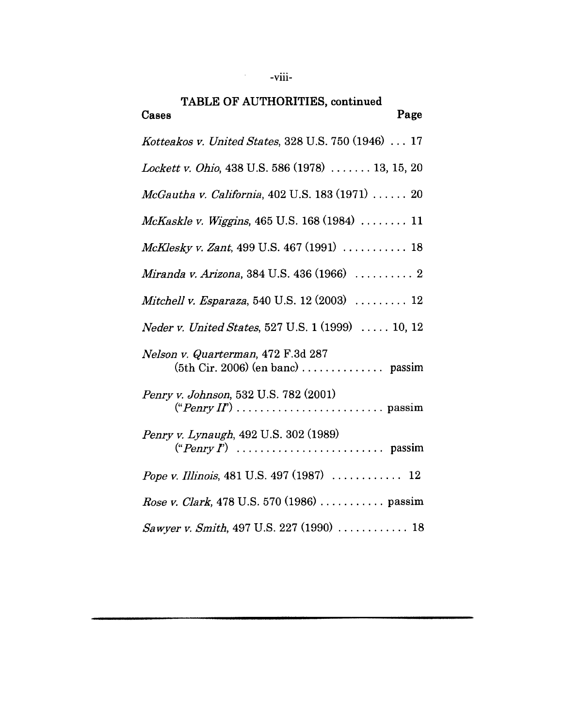## TABLE OF AUTHORITIES, continued

| Cases | Page |
|---|---|
| *Kotteakos v. United States*, 328 U.S. 750 (1946) | 17 |
| *Lockett v. Ohio*, 438 U.S. 586 (1978) | 13, 15, 20 |
| *McGautha v. California*, 402 U.S. 183 (1971) | 20 |
| *McKaskle v. Wiggins*, 465 U.S. 168 (1984) | 11 |
| *McKlesky v. Zant*, 499 U.S. 467 (1991) | 18 |
| *Miranda v. Arizona*, 384 U.S. 436 (1966) | 2 |
| *Mitchell v. Esparaza*, 540 U.S. 12 (2003) | 12 |
| *Neder v. United States*, 527 U.S. 1 (1999) | 10, 12 |
| *Nelson v. Quarterman*, 472 F.3d 287 (5th Cir. 2006) (en banc) | passim |
| *Penry v. Johnson*, 532 U.S. 782 (2001) ("*Penry II*") | passim |
| *Penry v. Lynaugh*, 492 U.S. 302 (1989) ("*Penry I*") | passim |
| *Pope v. Illinois*, 481 U.S. 497 (1987) | 12 |
| *Rose v. Clark*, 478 U.S. 570 (1986) | passim |
| *Sawyer v. Smith*, 497 U.S. 227 (1990) | 18 |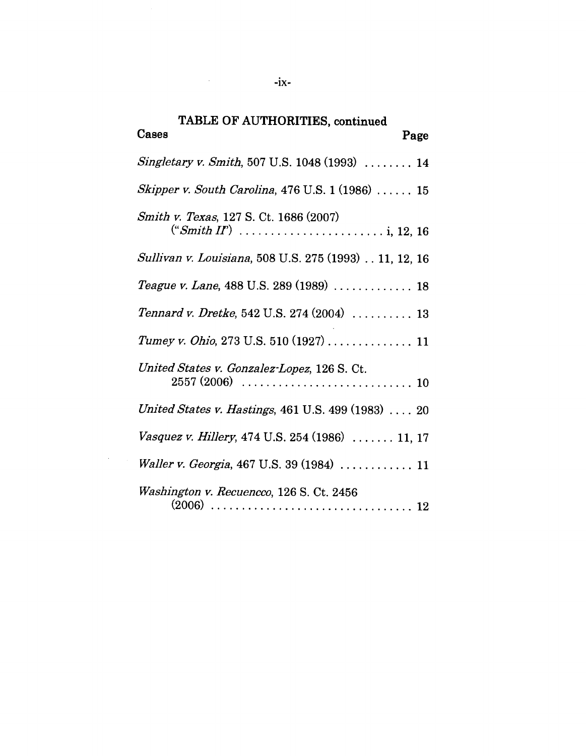## TABLE OF AUTHORITIES, continued

| Cases | Page |
| --- | --- |
| *Singletary v. Smith*, 507 U.S. 1048 (1993) | 14 |
| *Skipper v. South Carolina*, 476 U.S. 1 (1986) | 15 |
| *Smith v. Texas*, 127 S. Ct. 1686 (2007) ("*Smith II*") | i, 12, 16 |
| *Sullivan v. Louisiana*, 508 U.S. 275 (1993) | 11, 12, 16 |
| *Teague v. Lane*, 488 U.S. 289 (1989) | 18 |
| *Tennard v. Dretke*, 542 U.S. 274 (2004) | 13 |
| *Tumey v. Ohio*, 273 U.S. 510 (1927) | 11 |
| *United States v. Gonzalez-Lopez*, 126 S. Ct. 2557 (2006) | 10 |
| *United States v. Hastings*, 461 U.S. 499 (1983) | 20 |
| *Vasquez v. Hillery*, 474 U.S. 254 (1986) | 11, 17 |
| *Waller v. Georgia*, 467 U.S. 39 (1984) | 11 |
| *Washington v. Recuencco*, 126 S. Ct. 2456 (2006) | 12 |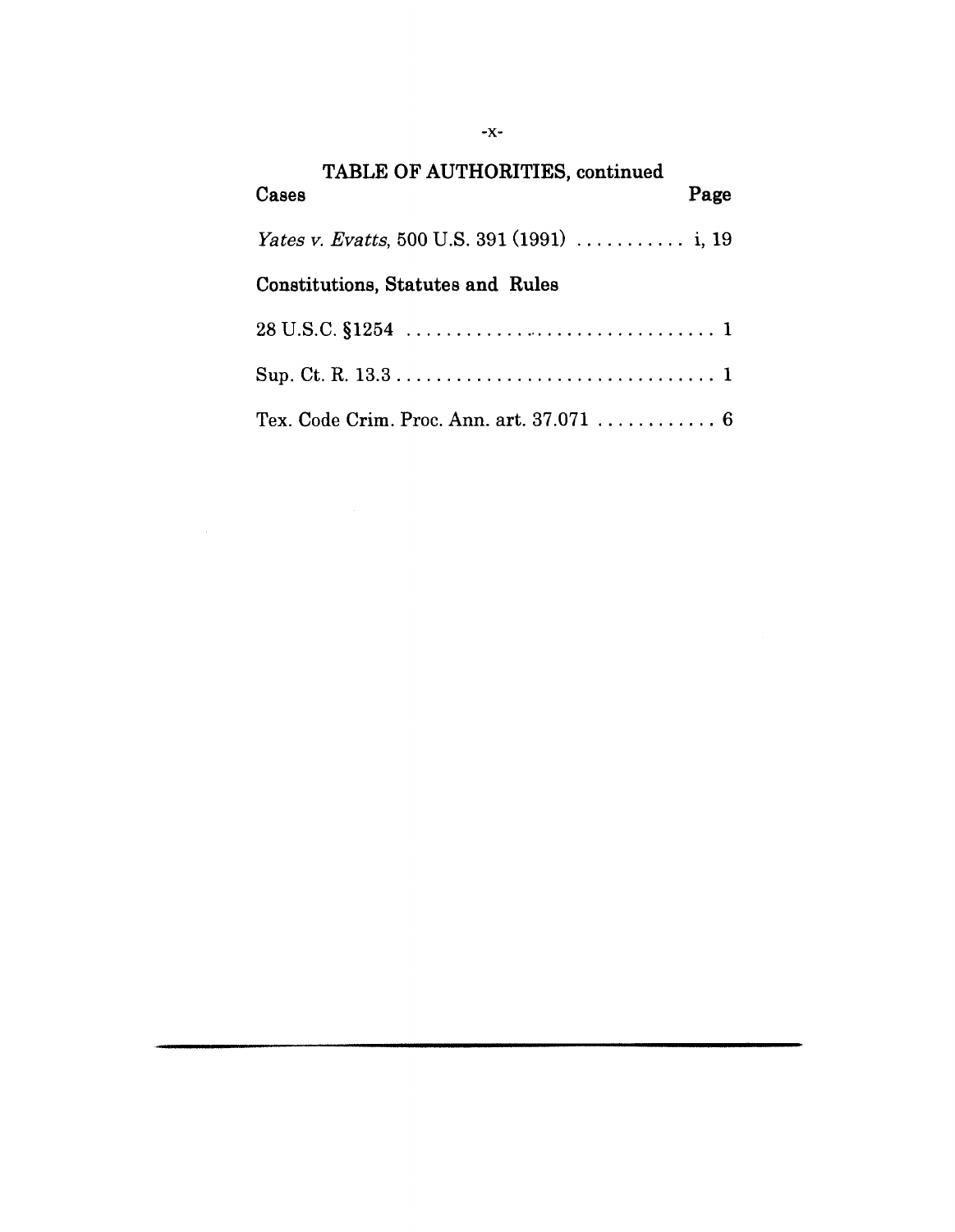## TABLE OF AUTHORITIES, continued

**Cases** **Page**

*Yates v. Evatts*, 500 U.S. 391 (1991) ........... i, 19

### Constitutions, Statutes and Rules

28 U.S.C. §1254 ............................... 1

Sup. Ct. R. 13.3 ............................... 1

Tex. Code Crim. Proc. Ann. art. 37.071 ............ 6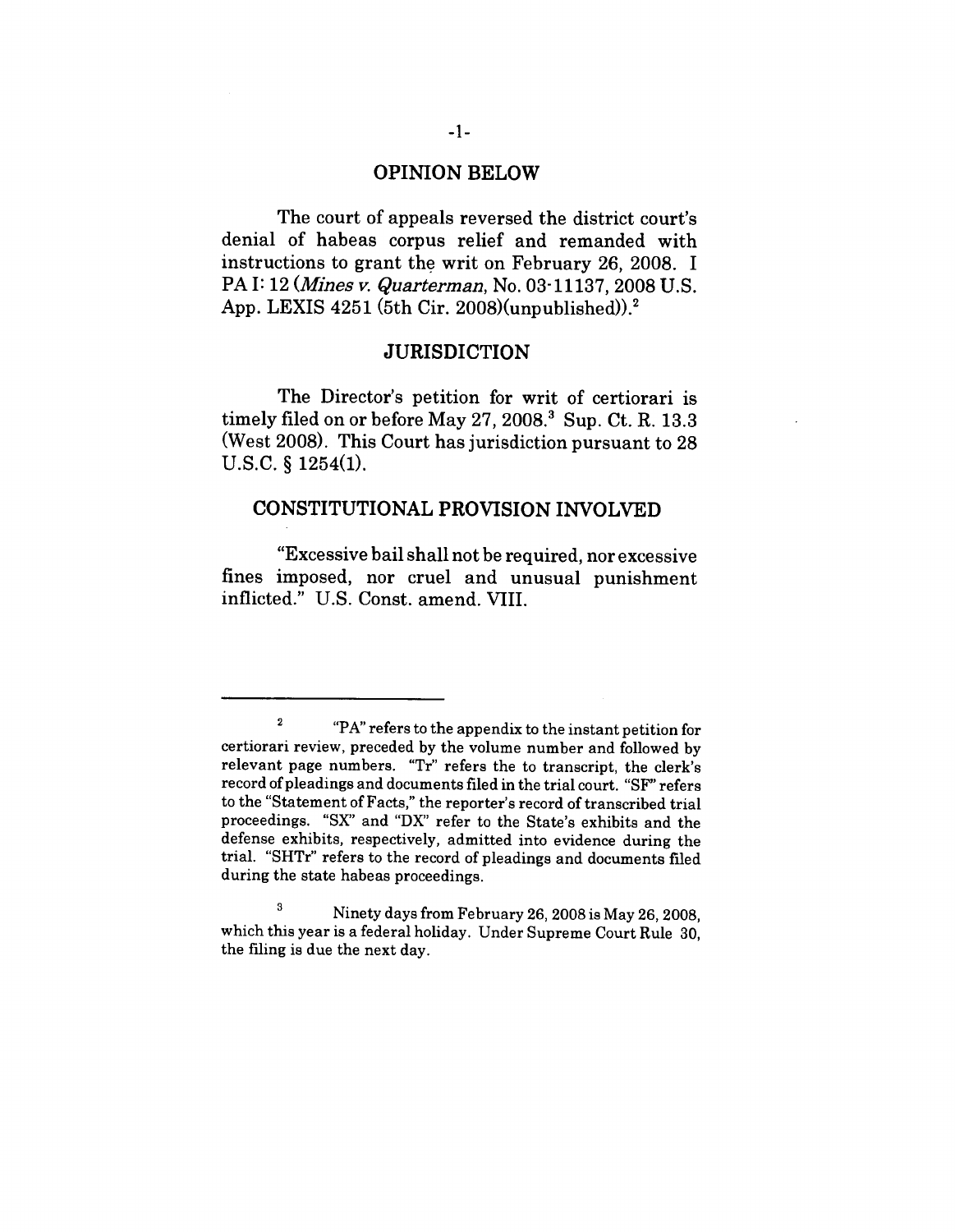## OPINION BELOW

The court of appeals reversed the district court's denial of habeas corpus relief and remanded with instructions to grant the writ on February 26, 2008. I PA I: 12 (*Mines v. Quarterman*, No. 03-11137, 2008 U.S. App. LEXIS 4251 (5th Cir. 2008)(unpublished)).[2]

## JURISDICTION

The Director's petition for writ of certiorari is timely filed on or before May 27, 2008.[3] Sup. Ct. R. 13.3 (West 2008). This Court has jurisdiction pursuant to 28 U.S.C. § 1254(1).

## CONSTITUTIONAL PROVISION INVOLVED

"Excessive bail shall not be required, nor excessive fines imposed, nor cruel and unusual punishment inflicted." U.S. Const. amend. VIII.

---

[2] "PA" refers to the appendix to the instant petition for certiorari review, preceded by the volume number and followed by relevant page numbers. "Tr" refers the to transcript, the clerk's record of pleadings and documents filed in the trial court. "SF" refers to the "Statement of Facts," the reporter's record of transcribed trial proceedings. "SX" and "DX" refer to the State's exhibits and the defense exhibits, respectively, admitted into evidence during the trial. "SHTr" refers to the record of pleadings and documents filed during the state habeas proceedings.

[3] Ninety days from February 26, 2008 is May 26, 2008, which this year is a federal holiday. Under Supreme Court Rule 30, the filing is due the next day.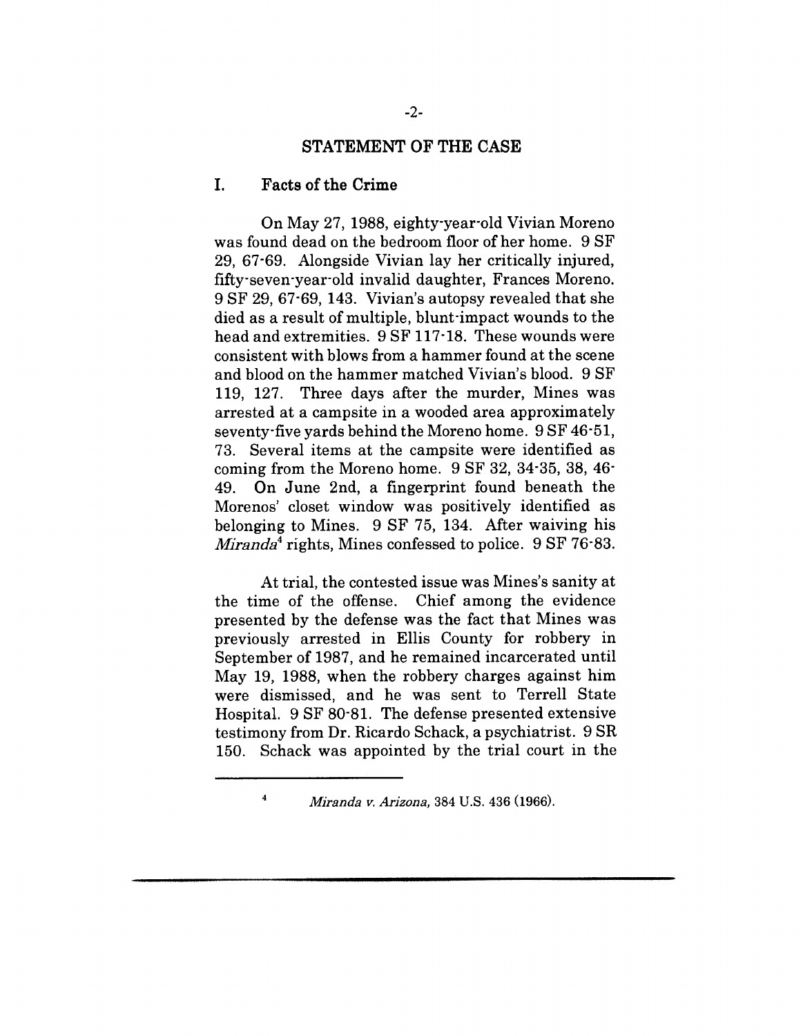## STATEMENT OF THE CASE

### I. Facts of the Crime

On May 27, 1988, eighty-year-old Vivian Moreno was found dead on the bedroom floor of her home. 9 SF 29, 67-69. Alongside Vivian lay her critically injured, fifty-seven-year-old invalid daughter, Frances Moreno. 9 SF 29, 67-69, 143. Vivian's autopsy revealed that she died as a result of multiple, blunt-impact wounds to the head and extremities. 9 SF 117-18. These wounds were consistent with blows from a hammer found at the scene and blood on the hammer matched Vivian's blood. 9 SF 119, 127. Three days after the murder, Mines was arrested at a campsite in a wooded area approximately seventy-five yards behind the Moreno home. 9 SF 46-51, 73. Several items at the campsite were identified as coming from the Moreno home. 9 SF 32, 34-35, 38, 46-49. On June 2nd, a fingerprint found beneath the Morenos' closet window was positively identified as belonging to Mines. 9 SF 75, 134. After waiving his *Miranda*[4] rights, Mines confessed to police. 9 SF 76-83.

At trial, the contested issue was Mines's sanity at the time of the offense. Chief among the evidence presented by the defense was the fact that Mines was previously arrested in Ellis County for robbery in September of 1987, and he remained incarcerated until May 19, 1988, when the robbery charges against him were dismissed, and he was sent to Terrell State Hospital. 9 SF 80-81. The defense presented extensive testimony from Dr. Ricardo Schack, a psychiatrist. 9 SR 150. Schack was appointed by the trial court in the

---

[4] *Miranda v. Arizona,* 384 U.S. 436 (1966).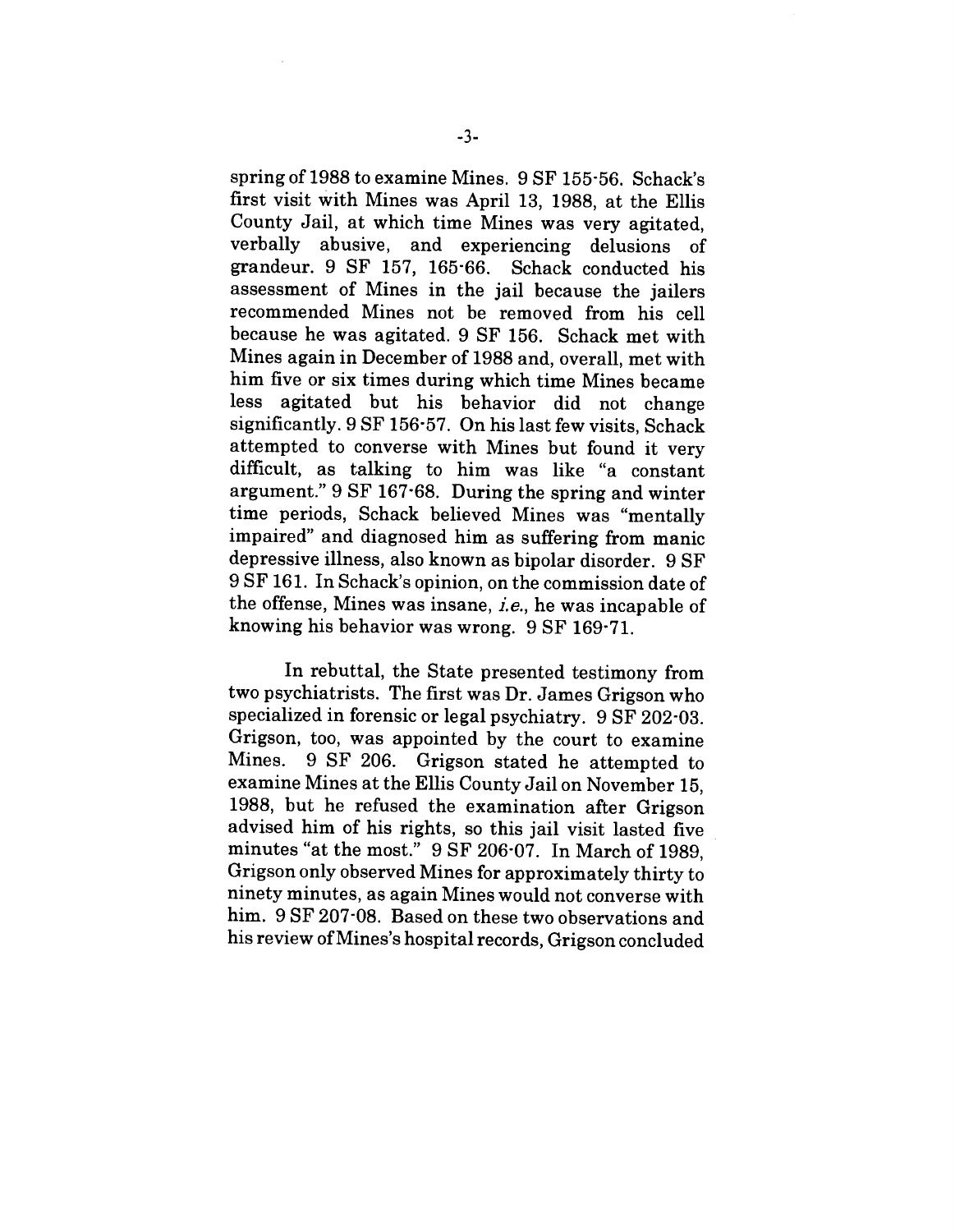spring of 1988 to examine Mines. 9 SF 155-56. Schack's first visit with Mines was April 13, 1988, at the Ellis County Jail, at which time Mines was very agitated, verbally abusive, and experiencing delusions of grandeur. 9 SF 157, 165-66. Schack conducted his assessment of Mines in the jail because the jailers recommended Mines not be removed from his cell because he was agitated. 9 SF 156. Schack met with Mines again in December of 1988 and, overall, met with him five or six times during which time Mines became less agitated but his behavior did not change significantly. 9 SF 156-57. On his last few visits, Schack attempted to converse with Mines but found it very difficult, as talking to him was like "a constant argument." 9 SF 167-68. During the spring and winter time periods, Schack believed Mines was "mentally impaired" and diagnosed him as suffering from manic depressive illness, also known as bipolar disorder. 9 SF 9 SF 161. In Schack's opinion, on the commission date of the offense, Mines was insane, *i.e.*, he was incapable of knowing his behavior was wrong. 9 SF 169-71.

In rebuttal, the State presented testimony from two psychiatrists. The first was Dr. James Grigson who specialized in forensic or legal psychiatry. 9 SF 202-03. Grigson, too, was appointed by the court to examine Mines. 9 SF 206. Grigson stated he attempted to examine Mines at the Ellis County Jail on November 15, 1988, but he refused the examination after Grigson advised him of his rights, so this jail visit lasted five minutes "at the most." 9 SF 206-07. In March of 1989, Grigson only observed Mines for approximately thirty to ninety minutes, as again Mines would not converse with him. 9 SF 207-08. Based on these two observations and his review of Mines's hospital records, Grigson concluded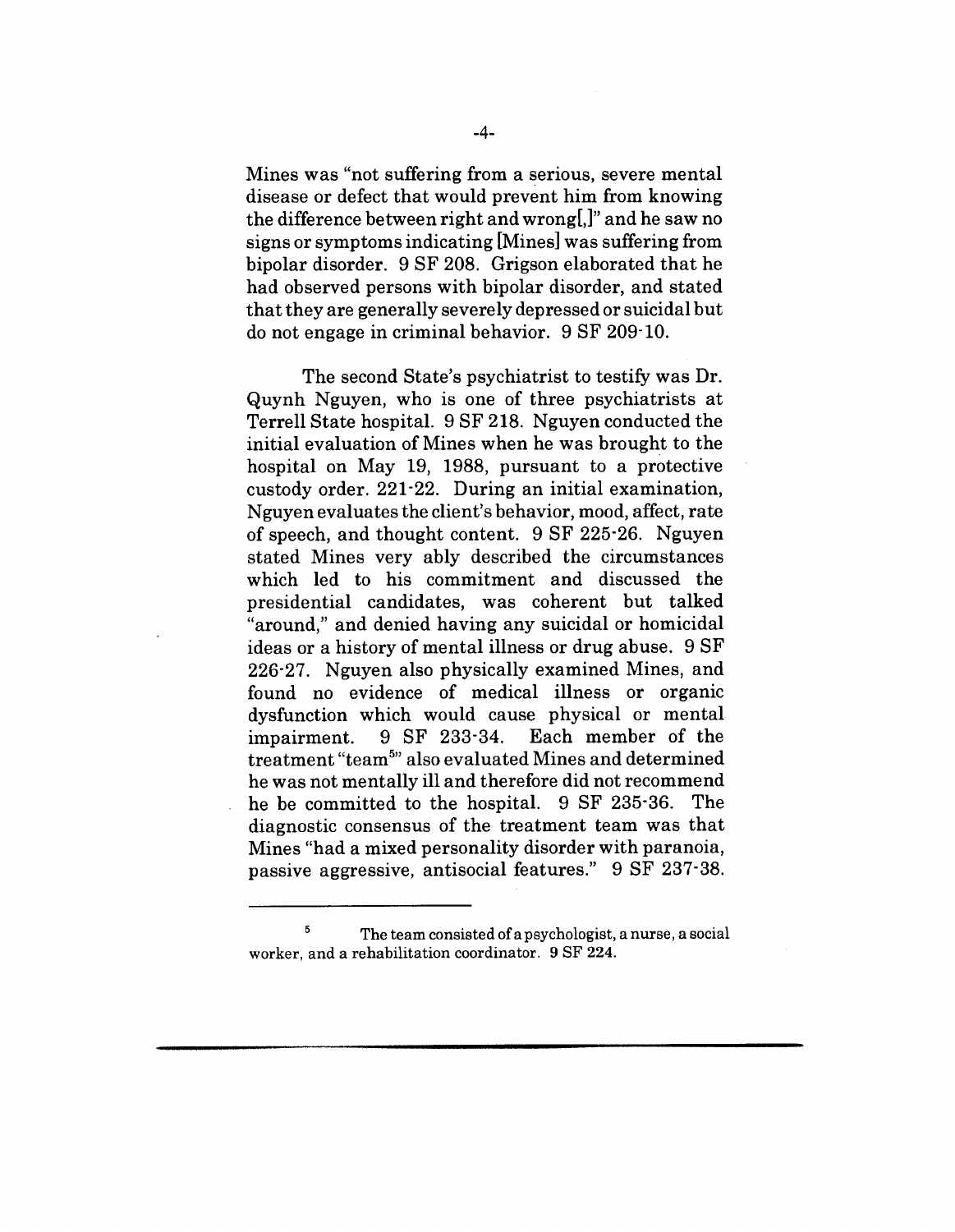Mines was "not suffering from a serious, severe mental disease or defect that would prevent him from knowing the difference between right and wrong[,]" and he saw no signs or symptoms indicating [Mines] was suffering from bipolar disorder. 9 SF 208. Grigson elaborated that he had observed persons with bipolar disorder, and stated that they are generally severely depressed or suicidal but do not engage in criminal behavior. 9 SF 209-10.

The second State's psychiatrist to testify was Dr. Quynh Nguyen, who is one of three psychiatrists at Terrell State hospital. 9 SF 218. Nguyen conducted the initial evaluation of Mines when he was brought to the hospital on May 19, 1988, pursuant to a protective custody order. 221-22. During an initial examination, Nguyen evaluates the client's behavior, mood, affect, rate of speech, and thought content. 9 SF 225-26. Nguyen stated Mines very ably described the circumstances which led to his commitment and discussed the presidential candidates, was coherent but talked "around," and denied having any suicidal or homicidal ideas or a history of mental illness or drug abuse. 9 SF 226-27. Nguyen also physically examined Mines, and found no evidence of medical illness or organic dysfunction which would cause physical or mental impairment. 9 SF 233-34. Each member of the treatment "team[5]" also evaluated Mines and determined he was not mentally ill and therefore did not recommend he be committed to the hospital. 9 SF 235-36. The diagnostic consensus of the treatment team was that Mines "had a mixed personality disorder with paranoia, passive aggressive, antisocial features." 9 SF 237-38.

---

[5] The team consisted of a psychologist, a nurse, a social worker, and a rehabilitation coordinator. 9 SF 224.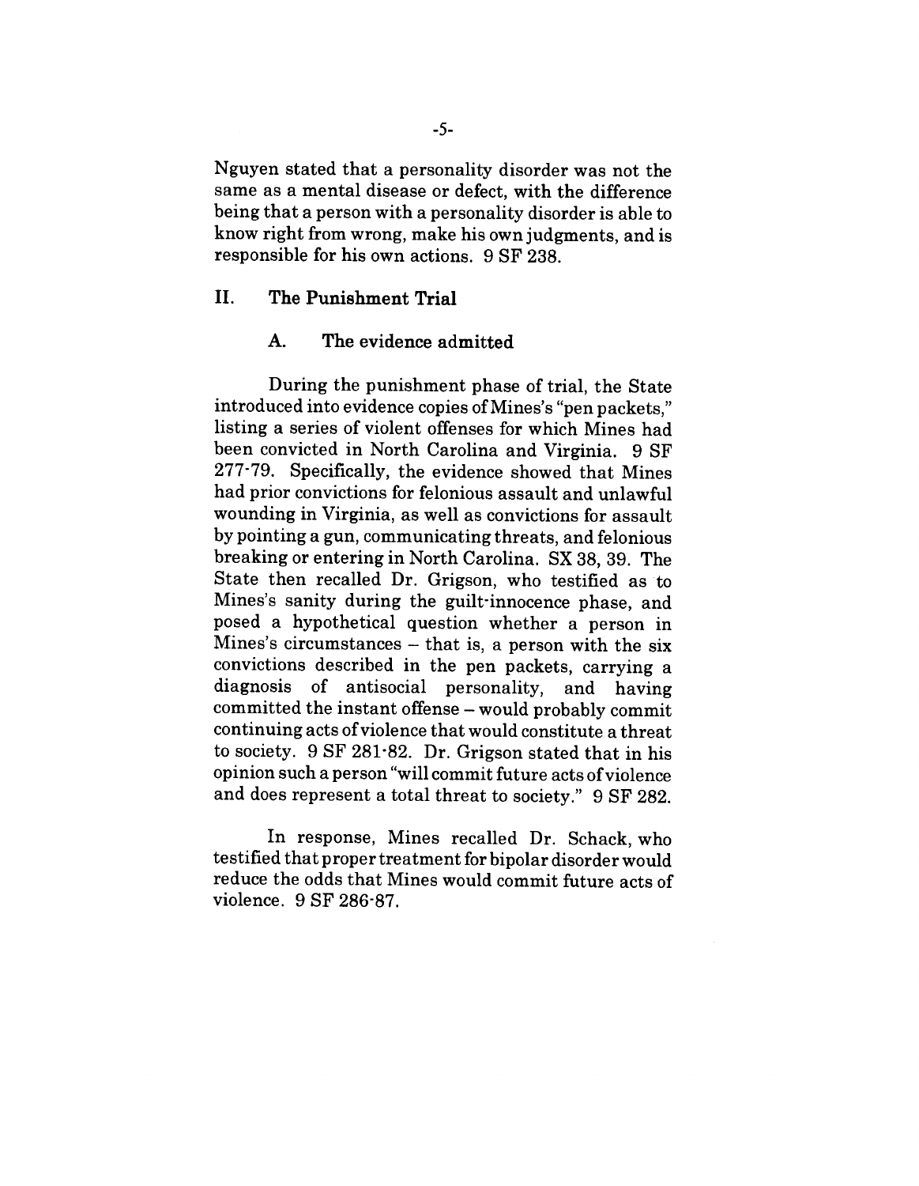Nguyen stated that a personality disorder was not the same as a mental disease or defect, with the difference being that a person with a personality disorder is able to know right from wrong, make his own judgments, and is responsible for his own actions. 9 SF 238.

## II. The Punishment Trial

### A. The evidence admitted

During the punishment phase of trial, the State introduced into evidence copies of Mines's "pen packets," listing a series of violent offenses for which Mines had been convicted in North Carolina and Virginia. 9 SF 277-79. Specifically, the evidence showed that Mines had prior convictions for felonious assault and unlawful wounding in Virginia, as well as convictions for assault by pointing a gun, communicating threats, and felonious breaking or entering in North Carolina. SX 38, 39. The State then recalled Dr. Grigson, who testified as to Mines's sanity during the guilt-innocence phase, and posed a hypothetical question whether a person in Mines's circumstances – that is, a person with the six convictions described in the pen packets, carrying a diagnosis of antisocial personality, and having committed the instant offense – would probably commit continuing acts of violence that would constitute a threat to society. 9 SF 281-82. Dr. Grigson stated that in his opinion such a person "will commit future acts of violence and does represent a total threat to society." 9 SF 282.

In response, Mines recalled Dr. Schack, who testified that proper treatment for bipolar disorder would reduce the odds that Mines would commit future acts of violence. 9 SF 286-87.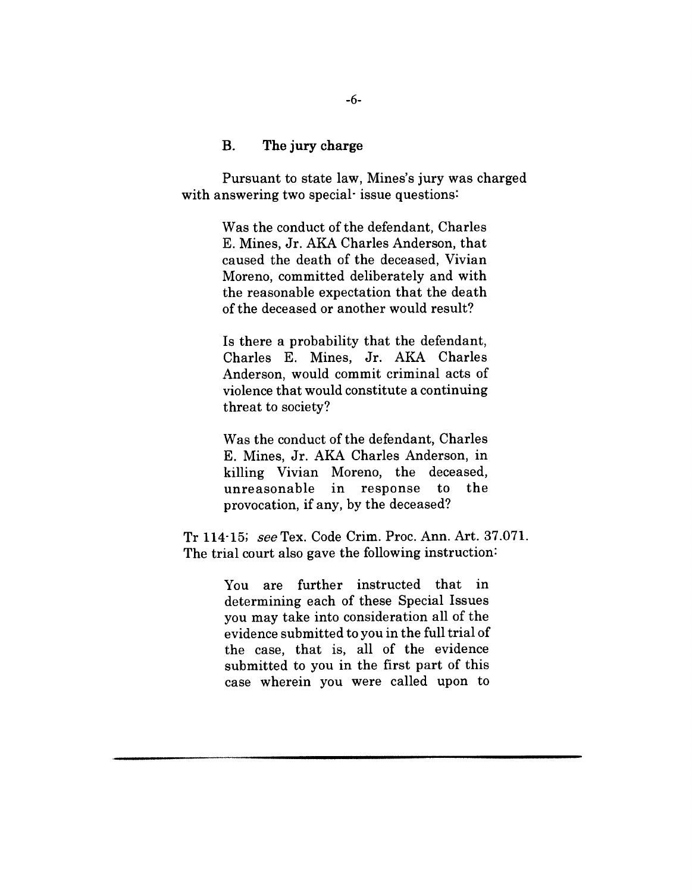### B. The jury charge

Pursuant to state law, Mines's jury was charged with answering two special- issue questions:

> Was the conduct of the defendant, Charles E. Mines, Jr. AKA Charles Anderson, that caused the death of the deceased, Vivian Moreno, committed deliberately and with the reasonable expectation that the death of the deceased or another would result?
>
> Is there a probability that the defendant, Charles E. Mines, Jr. AKA Charles Anderson, would commit criminal acts of violence that would constitute a continuing threat to society?
>
> Was the conduct of the defendant, Charles E. Mines, Jr. AKA Charles Anderson, in killing Vivian Moreno, the deceased, unreasonable in response to the provocation, if any, by the deceased?

Tr 114-15; *see* Tex. Code Crim. Proc. Ann. Art. 37.071. The trial court also gave the following instruction:

> You are further instructed that in determining each of these Special Issues you may take into consideration all of the evidence submitted to you in the full trial of the case, that is, all of the evidence submitted to you in the first part of this case wherein you were called upon to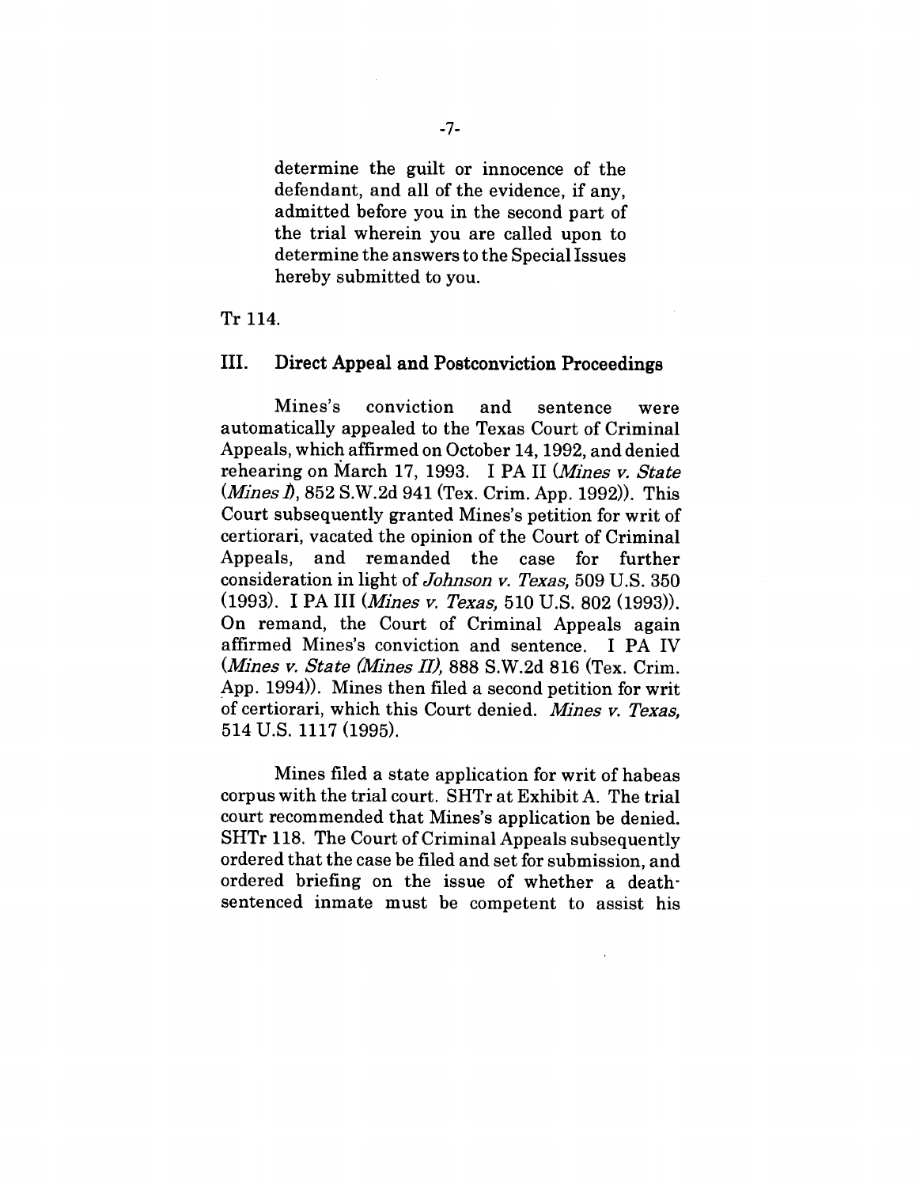> determine the guilt or innocence of the defendant, and all of the evidence, if any, admitted before you in the second part of the trial wherein you are called upon to determine the answers to the Special Issues hereby submitted to you.

Tr 114.

## III. Direct Appeal and Postconviction Proceedings

Mines's conviction and sentence were automatically appealed to the Texas Court of Criminal Appeals, which affirmed on October 14, 1992, and denied rehearing on March 17, 1993. I PA II (*Mines v. State (Mines I)*, 852 S.W.2d 941 (Tex. Crim. App. 1992)). This Court subsequently granted Mines's petition for writ of certiorari, vacated the opinion of the Court of Criminal Appeals, and remanded the case for further consideration in light of *Johnson v. Texas,* 509 U.S. 350 (1993). I PA III (*Mines v. Texas,* 510 U.S. 802 (1993)). On remand, the Court of Criminal Appeals again affirmed Mines's conviction and sentence. I PA IV (*Mines v. State (Mines II),* 888 S.W.2d 816 (Tex. Crim. App. 1994)). Mines then filed a second petition for writ of certiorari, which this Court denied. *Mines v. Texas,* 514 U.S. 1117 (1995).

Mines filed a state application for writ of habeas corpus with the trial court. SHTr at Exhibit A. The trial court recommended that Mines's application be denied. SHTr 118. The Court of Criminal Appeals subsequently ordered that the case be filed and set for submission, and ordered briefing on the issue of whether a death-sentenced inmate must be competent to assist his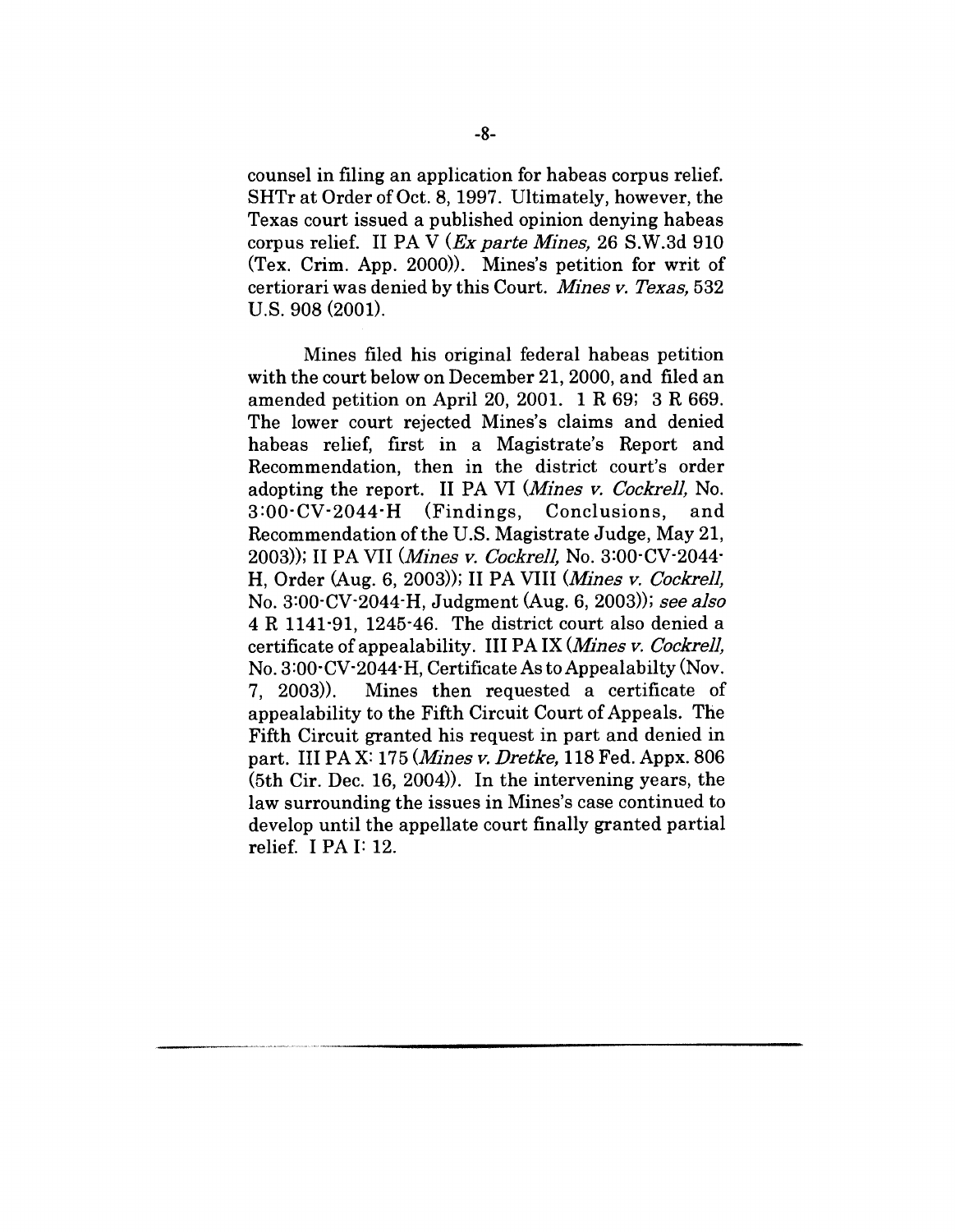counsel in filing an application for habeas corpus relief. SHTr at Order of Oct. 8, 1997. Ultimately, however, the Texas court issued a published opinion denying habeas corpus relief. II PA V (*Ex parte Mines,* 26 S.W.3d 910 (Tex. Crim. App. 2000)). Mines's petition for writ of certiorari was denied by this Court. *Mines v. Texas,* 532 U.S. 908 (2001).

Mines filed his original federal habeas petition with the court below on December 21, 2000, and filed an amended petition on April 20, 2001. 1 R 69; 3 R 669. The lower court rejected Mines's claims and denied habeas relief, first in a Magistrate's Report and Recommendation, then in the district court's order adopting the report. II PA VI (*Mines v. Cockrell,* No. 3:00-CV-2044-H (Findings, Conclusions, and Recommendation of the U.S. Magistrate Judge, May 21, 2003)); II PA VII (*Mines v. Cockrell,* No. 3:00-CV-2044-H, Order (Aug. 6, 2003)); II PA VIII (*Mines v. Cockrell,* No. 3:00-CV-2044-H, Judgment (Aug. 6, 2003)); *see also* 4 R 1141-91, 1245-46. The district court also denied a certificate of appealability. III PA IX (*Mines v. Cockrell,* No. 3:00-CV-2044-H, Certificate As to Appealabilty (Nov. 7, 2003)). Mines then requested a certificate of appealability to the Fifth Circuit Court of Appeals. The Fifth Circuit granted his request in part and denied in part. III PA X: 175 (*Mines v. Dretke,* 118 Fed. Appx. 806 (5th Cir. Dec. 16, 2004)). In the intervening years, the law surrounding the issues in Mines's case continued to develop until the appellate court finally granted partial relief. I PA I: 12.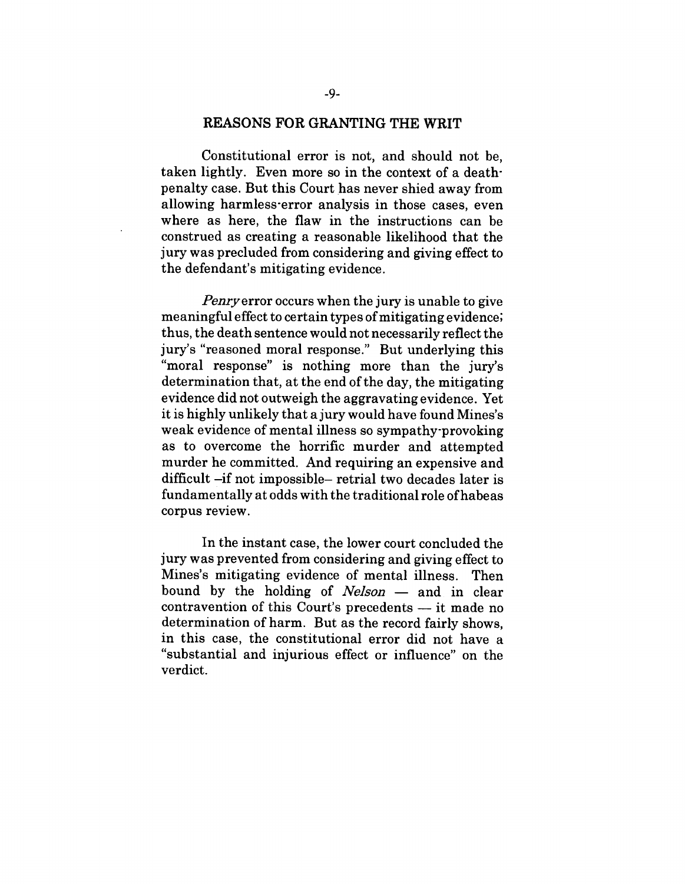## REASONS FOR GRANTING THE WRIT

Constitutional error is not, and should not be, taken lightly. Even more so in the context of a death-penalty case. But this Court has never shied away from allowing harmless-error analysis in those cases, even where as here, the flaw in the instructions can be construed as creating a reasonable likelihood that the jury was precluded from considering and giving effect to the defendant's mitigating evidence.

*Penry* error occurs when the jury is unable to give meaningful effect to certain types of mitigating evidence; thus, the death sentence would not necessarily reflect the jury's "reasoned moral response." But underlying this "moral response" is nothing more than the jury's determination that, at the end of the day, the mitigating evidence did not outweigh the aggravating evidence. Yet it is highly unlikely that a jury would have found Mines's weak evidence of mental illness so sympathy-provoking as to overcome the horrific murder and attempted murder he committed. And requiring an expensive and difficult –if not impossible– retrial two decades later is fundamentally at odds with the traditional role of habeas corpus review.

In the instant case, the lower court concluded the jury was prevented from considering and giving effect to Mines's mitigating evidence of mental illness. Then bound by the holding of *Nelson* — and in clear contravention of this Court's precedents — it made no determination of harm. But as the record fairly shows, in this case, the constitutional error did not have a "substantial and injurious effect or influence" on the verdict.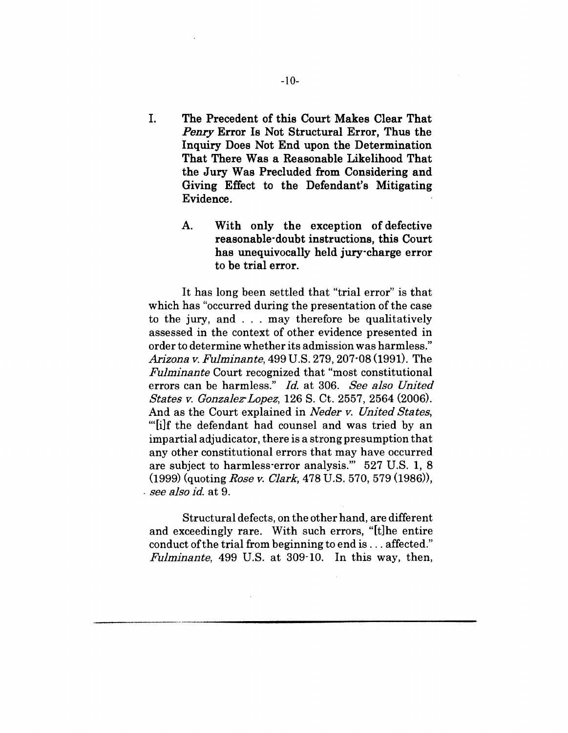I. **The Precedent of this Court Makes Clear That *Penry* Error Is Not Structural Error, Thus the Inquiry Does Not End upon the Determination That There Was a Reasonable Likelihood That the Jury Was Precluded from Considering and Giving Effect to the Defendant's Mitigating Evidence.**

   A. **With only the exception of defective reasonable-doubt instructions, this Court has unequivocally held jury-charge error to be trial error.**

It has long been settled that "trial error" is that which has "occurred during the presentation of the case to the jury, and . . . may therefore be qualitatively assessed in the context of other evidence presented in order to determine whether its admission was harmless." *Arizona v. Fulminante*, 499 U.S. 279, 207-08 (1991). The *Fulminante* Court recognized that "most constitutional errors can be harmless." *Id.* at 306. *See also United States v. Gonzalez-Lopez*, 126 S. Ct. 2557, 2564 (2006). And as the Court explained in *Neder v. United States*, "'[i]f the defendant had counsel and was tried by an impartial adjudicator, there is a strong presumption that any other constitutional errors that may have occurred are subject to harmless-error analysis.'" 527 U.S. 1, 8 (1999) (quoting *Rose v. Clark*, 478 U.S. 570, 579 (1986)), *see also id.* at 9.

Structural defects, on the other hand, are different and exceedingly rare. With such errors, "[t]he entire conduct of the trial from beginning to end is . . . affected." *Fulminante*, 499 U.S. at 309-10. In this way, then,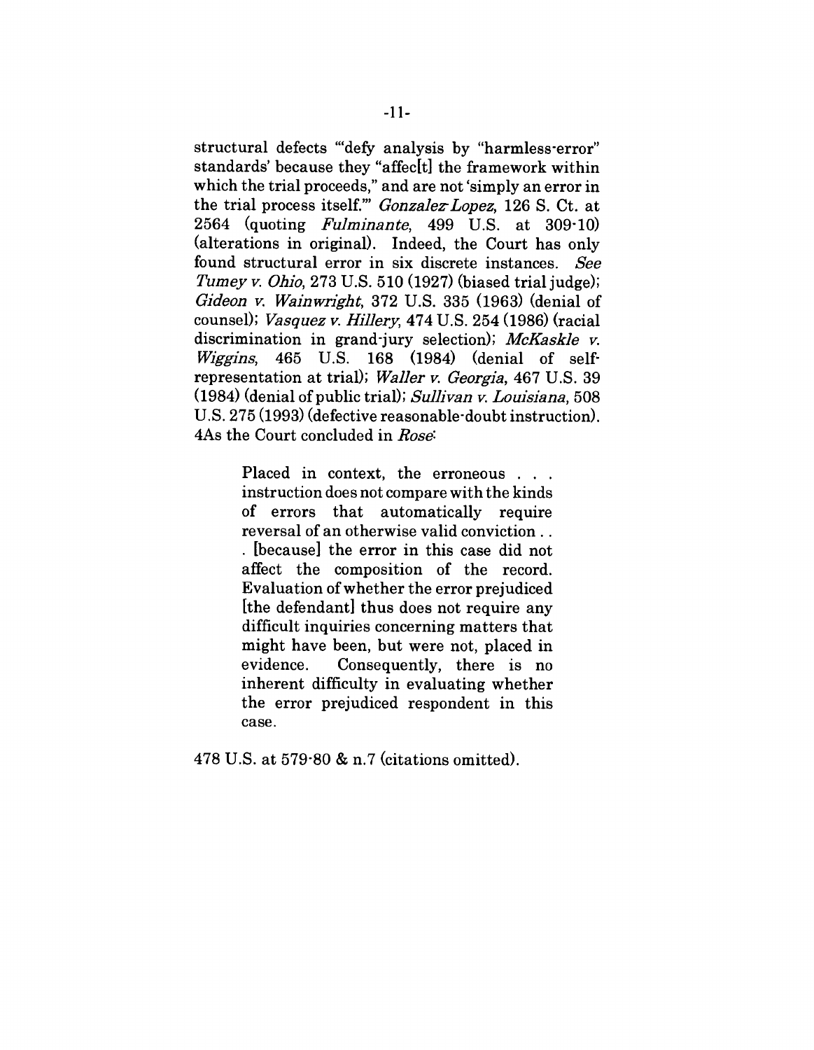structural defects "'defy analysis by "harmless-error" standards' because they "affec[t] the framework within which the trial proceeds," and are not 'simply an error in the trial process itself.'" *Gonzalez-Lopez*, 126 S. Ct. at 2564 (quoting *Fulminante*, 499 U.S. at 309-10) (alterations in original). Indeed, the Court has only found structural error in six discrete instances. *See Tumey v. Ohio*, 273 U.S. 510 (1927) (biased trial judge); *Gideon v. Wainwright*, 372 U.S. 335 (1963) (denial of counsel); *Vasquez v. Hillery*, 474 U.S. 254 (1986) (racial discrimination in grand-jury selection); *McKaskle v. Wiggins*, 465 U.S. 168 (1984) (denial of self-representation at trial); *Waller v. Georgia*, 467 U.S. 39 (1984) (denial of public trial); *Sullivan v. Louisiana*, 508 U.S. 275 (1993) (defective reasonable-doubt instruction). 4As the Court concluded in *Rose*:

> Placed in context, the erroneous . . . instruction does not compare with the kinds of errors that automatically require reversal of an otherwise valid conviction . . . [because] the error in this case did not affect the composition of the record. Evaluation of whether the error prejudiced [the defendant] thus does not require any difficult inquiries concerning matters that might have been, but were not, placed in evidence. Consequently, there is no inherent difficulty in evaluating whether the error prejudiced respondent in this case.

478 U.S. at 579-80 & n.7 (citations omitted).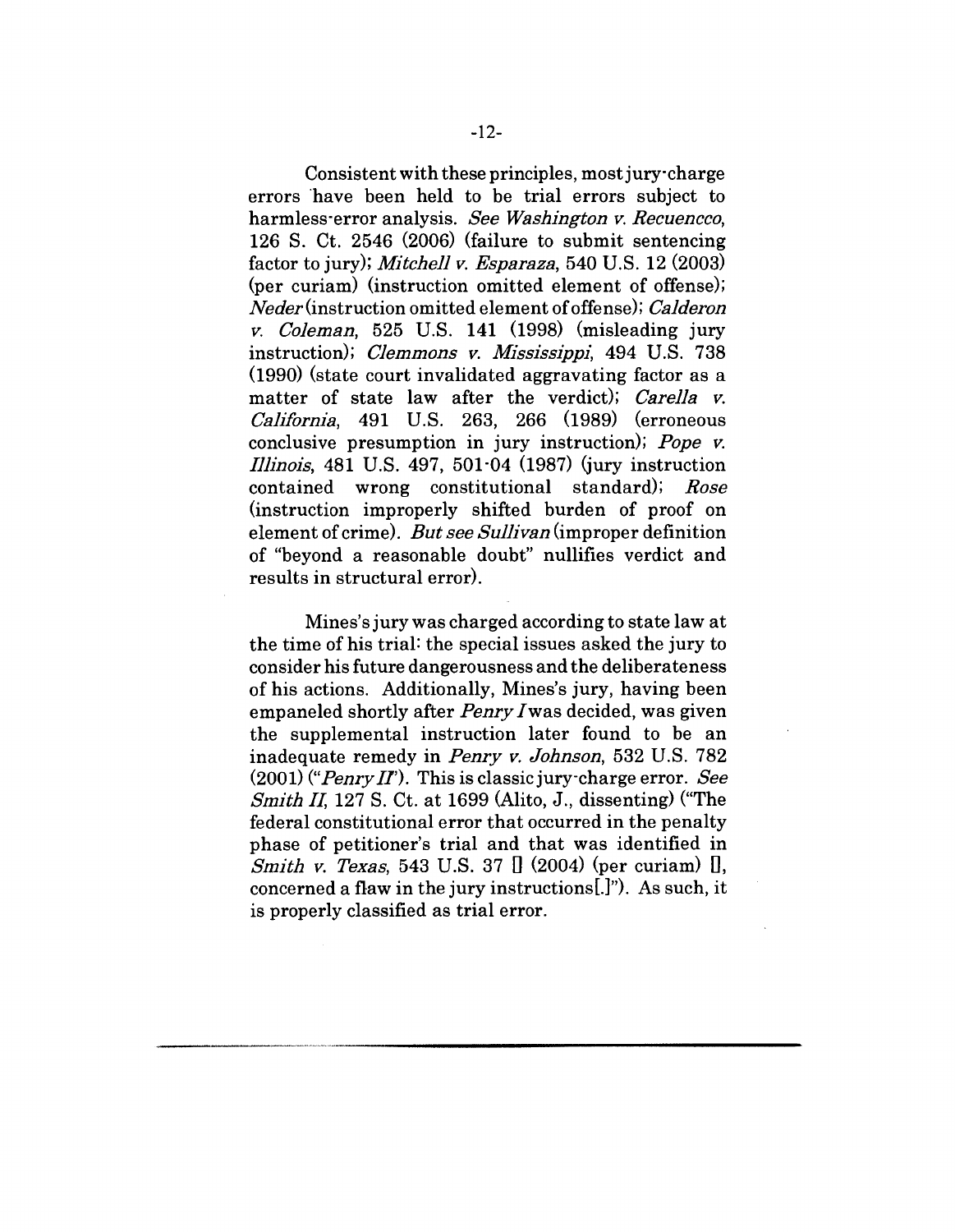Consistent with these principles, most jury-charge errors have been held to be trial errors subject to harmless-error analysis. *See Washington v. Recuencco*, 126 S. Ct. 2546 (2006) (failure to submit sentencing factor to jury); *Mitchell v. Esparaza*, 540 U.S. 12 (2003) (per curiam) (instruction omitted element of offense); *Neder* (instruction omitted element of offense); *Calderon v. Coleman*, 525 U.S. 141 (1998) (misleading jury instruction); *Clemmons v. Mississippi*, 494 U.S. 738 (1990) (state court invalidated aggravating factor as a matter of state law after the verdict); *Carella v. California*, 491 U.S. 263, 266 (1989) (erroneous conclusive presumption in jury instruction); *Pope v. Illinois*, 481 U.S. 497, 501-04 (1987) (jury instruction contained wrong constitutional standard); *Rose* (instruction improperly shifted burden of proof on element of crime). *But see Sullivan* (improper definition of "beyond a reasonable doubt" nullifies verdict and results in structural error).

Mines's jury was charged according to state law at the time of his trial: the special issues asked the jury to consider his future dangerousness and the deliberateness of his actions. Additionally, Mines's jury, having been empaneled shortly after *Penry I* was decided, was given the supplemental instruction later found to be an inadequate remedy in *Penry v. Johnson*, 532 U.S. 782 (2001) ("*Penry II*"). This is classic jury-charge error. *See Smith II*, 127 S. Ct. at 1699 (Alito, J., dissenting) ("The federal constitutional error that occurred in the penalty phase of petitioner's trial and that was identified in *Smith v. Texas*, 543 U.S. 37 [] (2004) (per curiam) [], concerned a flaw in the jury instructions[.]"). As such, it is properly classified as trial error.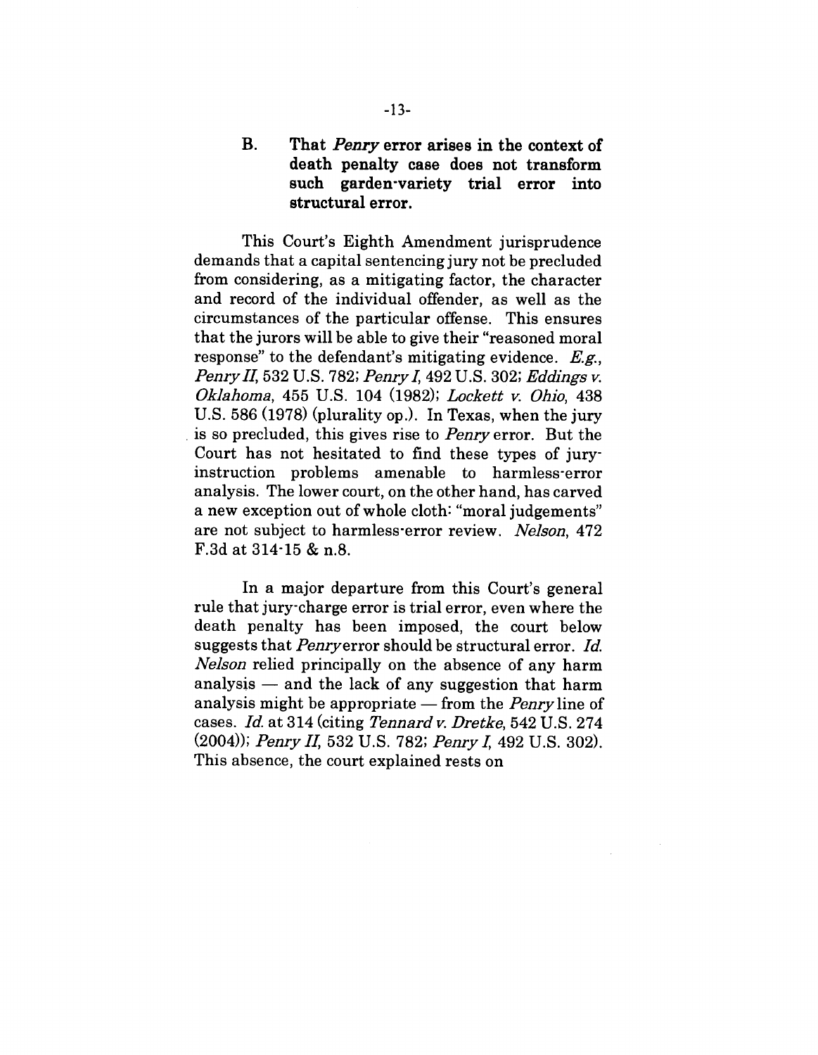### B. That *Penry* error arises in the context of death penalty case does not transform such garden-variety trial error into structural error.

This Court's Eighth Amendment jurisprudence demands that a capital sentencing jury not be precluded from considering, as a mitigating factor, the character and record of the individual offender, as well as the circumstances of the particular offense. This ensures that the jurors will be able to give their "reasoned moral response" to the defendant's mitigating evidence. *E.g.*, *Penry II*, 532 U.S. 782; *Penry I*, 492 U.S. 302; *Eddings v. Oklahoma*, 455 U.S. 104 (1982); *Lockett v. Ohio*, 438 U.S. 586 (1978) (plurality op.). In Texas, when the jury is so precluded, this gives rise to *Penry* error. But the Court has not hesitated to find these types of jury-instruction problems amenable to harmless-error analysis. The lower court, on the other hand, has carved a new exception out of whole cloth: "moral judgements" are not subject to harmless-error review. *Nelson*, 472 F.3d at 314-15 & n.8.

In a major departure from this Court's general rule that jury-charge error is trial error, even where the death penalty has been imposed, the court below suggests that *Penry* error should be structural error. *Id.* *Nelson* relied principally on the absence of any harm analysis — and the lack of any suggestion that harm analysis might be appropriate — from the *Penry* line of cases. *Id.* at 314 (citing *Tennard v. Dretke*, 542 U.S. 274 (2004)); *Penry II*, 532 U.S. 782; *Penry I*, 492 U.S. 302). This absence, the court explained rests on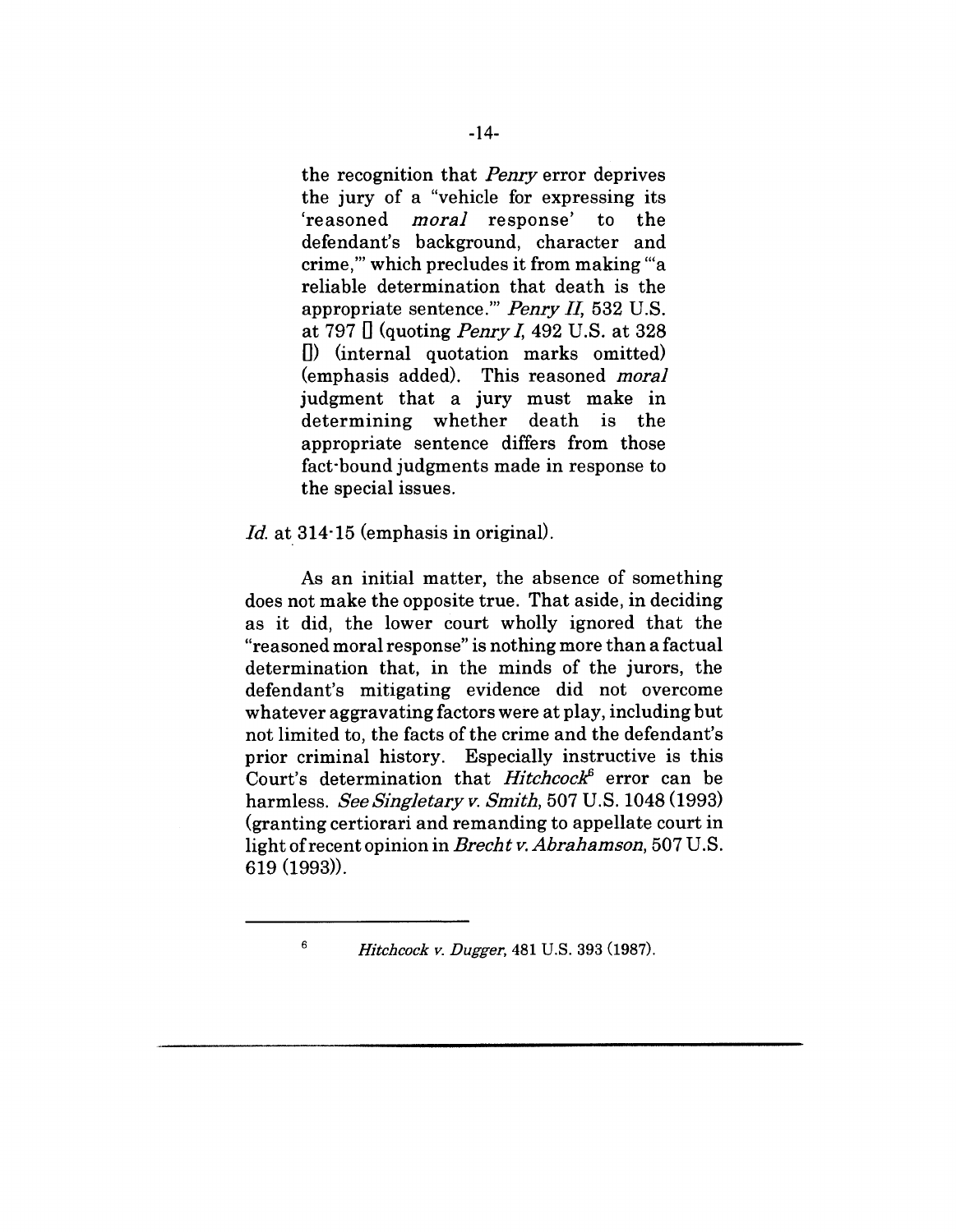> the recognition that *Penry* error deprives the jury of a "vehicle for expressing its 'reasoned *moral* response' to the defendant's background, character and crime,'" which precludes it from making "'a reliable determination that death is the appropriate sentence.'" *Penry II*, 532 U.S. at 797 [] (quoting *Penry I*, 492 U.S. at 328 []) (internal quotation marks omitted) (emphasis added). This reasoned *moral* judgment that a jury must make in determining whether death is the appropriate sentence differs from those fact-bound judgments made in response to the special issues.

*Id.* at 314-15 (emphasis in original).

As an initial matter, the absence of something does not make the opposite true. That aside, in deciding as it did, the lower court wholly ignored that the "reasoned moral response" is nothing more than a factual determination that, in the minds of the jurors, the defendant's mitigating evidence did not overcome whatever aggravating factors were at play, including but not limited to, the facts of the crime and the defendant's prior criminal history. Especially instructive is this Court's determination that *Hitchcock*[6] error can be harmless. *See Singletary v. Smith*, 507 U.S. 1048 (1993) (granting certiorari and remanding to appellate court in light of recent opinion in *Brecht v. Abrahamson*, 507 U.S. 619 (1993)).

---

[6] *Hitchcock v. Dugger*, 481 U.S. 393 (1987).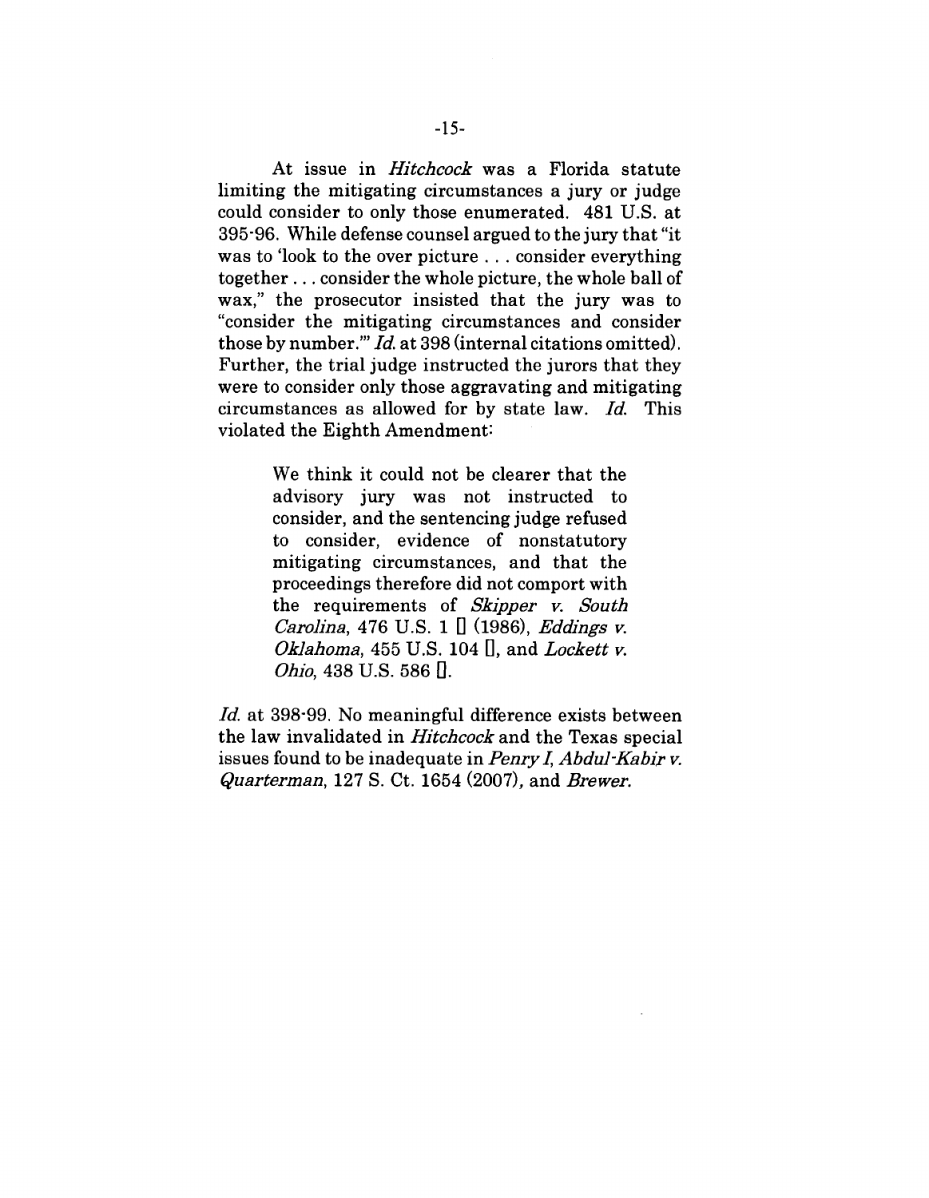At issue in *Hitchcock* was a Florida statute limiting the mitigating circumstances a jury or judge could consider to only those enumerated. 481 U.S. at 395-96. While defense counsel argued to the jury that "it was to 'look to the over picture . . . consider everything together . . . consider the whole picture, the whole ball of wax," the prosecutor insisted that the jury was to "consider the mitigating circumstances and consider those by number.'" *Id.* at 398 (internal citations omitted). Further, the trial judge instructed the jurors that they were to consider only those aggravating and mitigating circumstances as allowed for by state law. *Id.* This violated the Eighth Amendment:

> We think it could not be clearer that the advisory jury was not instructed to consider, and the sentencing judge refused to consider, evidence of nonstatutory mitigating circumstances, and that the proceedings therefore did not comport with the requirements of *Skipper v. South Carolina*, 476 U.S. 1 [] (1986), *Eddings v. Oklahoma*, 455 U.S. 104 [], and *Lockett v. Ohio*, 438 U.S. 586 [].

*Id.* at 398-99. No meaningful difference exists between the law invalidated in *Hitchcock* and the Texas special issues found to be inadequate in *Penry I*, *Abdul-Kabir v. Quarterman*, 127 S. Ct. 1654 (2007), and *Brewer*.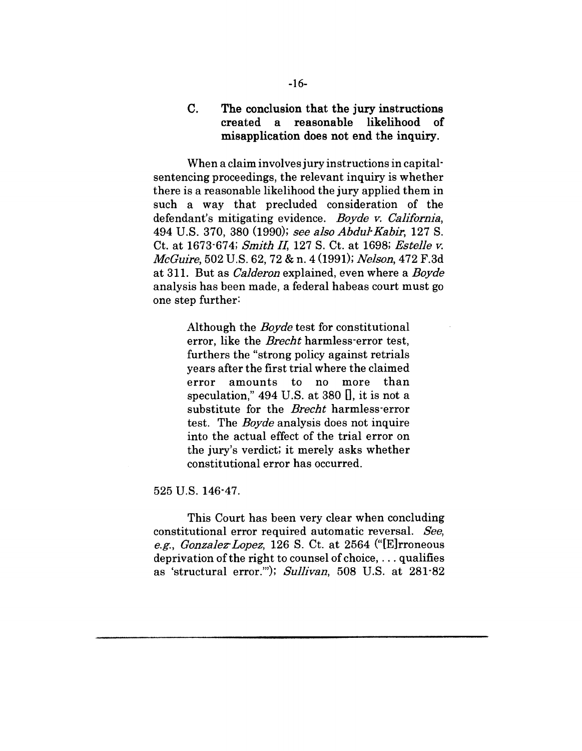### C. The conclusion that the jury instructions created a reasonable likelihood of misapplication does not end the inquiry.

When a claim involves jury instructions in capital-sentencing proceedings, the relevant inquiry is whether there is a reasonable likelihood the jury applied them in such a way that precluded consideration of the defendant's mitigating evidence. *Boyde v. California*, 494 U.S. 370, 380 (1990); *see also Abdul-Kabir*, 127 S. Ct. at 1673-674; *Smith II*, 127 S. Ct. at 1698; *Estelle v. McGuire*, 502 U.S. 62, 72 & n. 4 (1991); *Nelson*, 472 F.3d at 311. But as *Calderon* explained, even where a *Boyde* analysis has been made, a federal habeas court must go one step further:

> Although the *Boyde* test for constitutional error, like the *Brecht* harmless-error test, furthers the "strong policy against retrials years after the first trial where the claimed error amounts to no more than speculation," 494 U.S. at 380 [], it is not a substitute for the *Brecht* harmless-error test. The *Boyde* analysis does not inquire into the actual effect of the trial error on the jury's verdict; it merely asks whether constitutional error has occurred.

525 U.S. 146-47.

This Court has been very clear when concluding constitutional error required automatic reversal. *See, e.g.*, *Gonzalez-Lopez*, 126 S. Ct. at 2564 ("[E]rroneous deprivation of the right to counsel of choice, . . . qualifies as 'structural error.'"); *Sullivan*, 508 U.S. at 281-82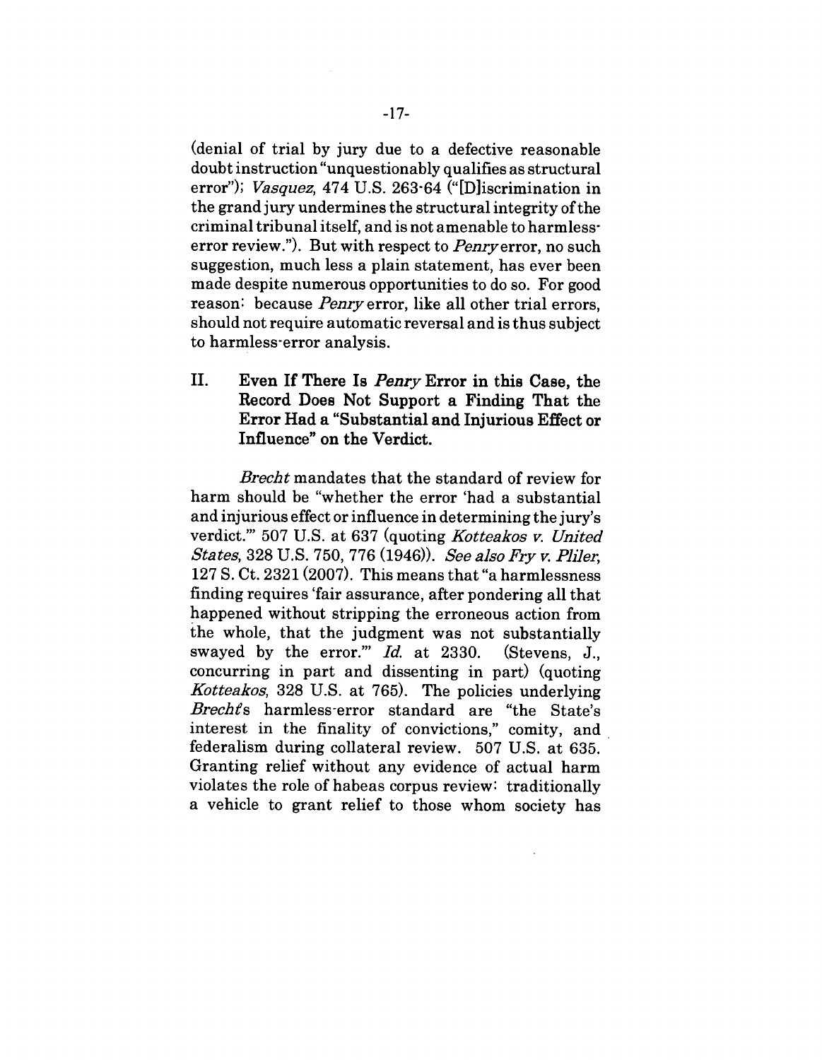(denial of trial by jury due to a defective reasonable doubt instruction "unquestionably qualifies as structural error"); *Vasquez*, 474 U.S. 263-64 ("[D]iscrimination in the grand jury undermines the structural integrity of the criminal tribunal itself, and is not amenable to harmless-error review."). But with respect to *Penry* error, no such suggestion, much less a plain statement, has ever been made despite numerous opportunities to do so. For good reason: because *Penry* error, like all other trial errors, should not require automatic reversal and is thus subject to harmless-error analysis.

## II. Even If There Is *Penry* Error in this Case, the Record Does Not Support a Finding That the Error Had a "Substantial and Injurious Effect or Influence" on the Verdict.

*Brecht* mandates that the standard of review for harm should be "whether the error 'had a substantial and injurious effect or influence in determining the jury's verdict.'" 507 U.S. at 637 (quoting *Kotteakos v. United States*, 328 U.S. 750, 776 (1946)). *See also Fry v. Pliler*, 127 S. Ct. 2321 (2007). This means that "a harmlessness finding requires 'fair assurance, after pondering all that happened without stripping the erroneous action from the whole, that the judgment was not substantially swayed by the error.'" *Id.* at 2330. (Stevens, J., concurring in part and dissenting in part) (quoting *Kotteakos*, 328 U.S. at 765). The policies underlying *Brecht*'s harmless-error standard are "the State's interest in the finality of convictions," comity, and federalism during collateral review. 507 U.S. at 635. Granting relief without any evidence of actual harm violates the role of habeas corpus review: traditionally a vehicle to grant relief to those whom society has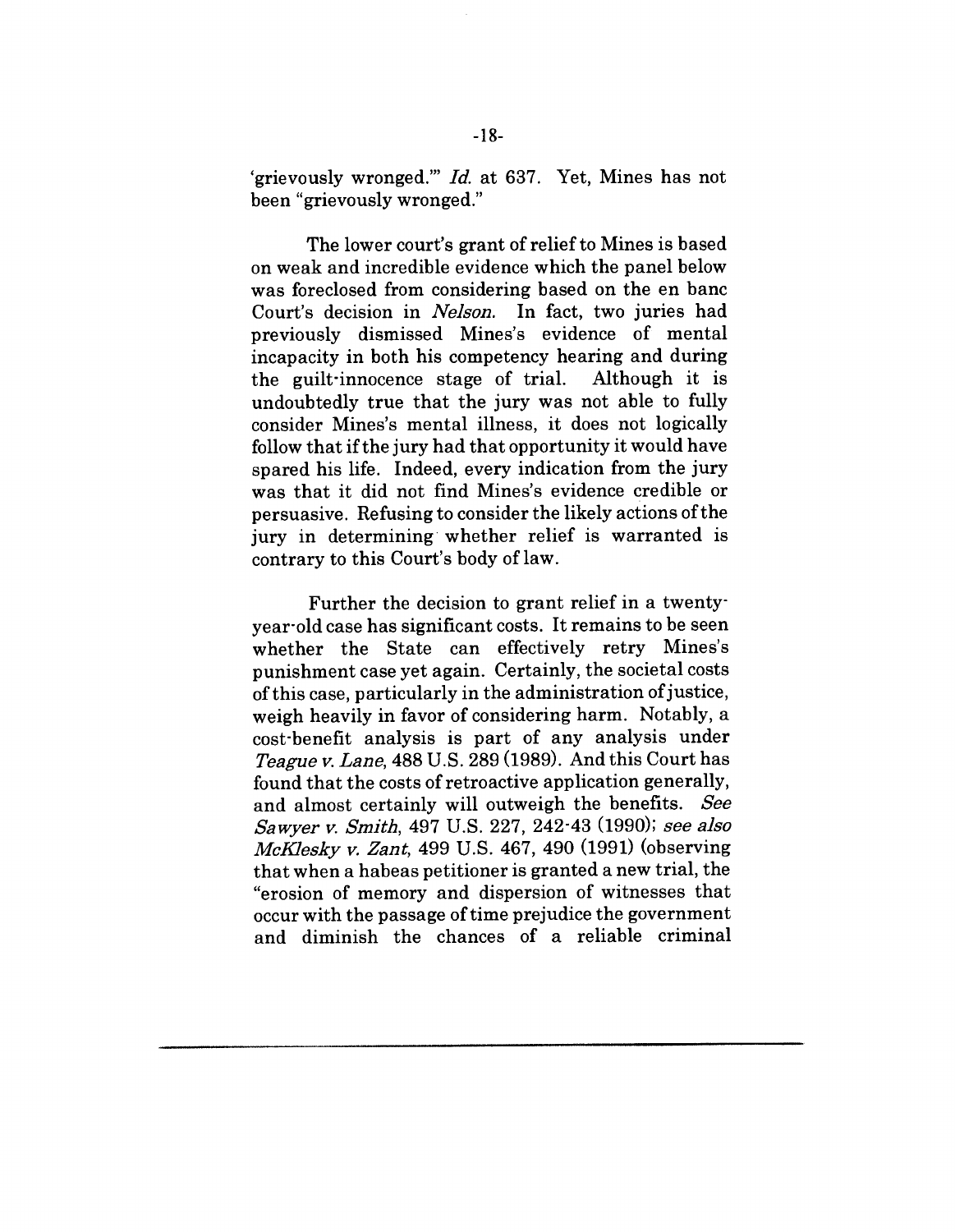'grievously wronged.'" *Id.* at 637. Yet, Mines has not been "grievously wronged."

The lower court's grant of relief to Mines is based on weak and incredible evidence which the panel below was foreclosed from considering based on the en banc Court's decision in *Nelson*. In fact, two juries had previously dismissed Mines's evidence of mental incapacity in both his competency hearing and during the guilt-innocence stage of trial. Although it is undoubtedly true that the jury was not able to fully consider Mines's mental illness, it does not logically follow that if the jury had that opportunity it would have spared his life. Indeed, every indication from the jury was that it did not find Mines's evidence credible or persuasive. Refusing to consider the likely actions of the jury in determining whether relief is warranted is contrary to this Court's body of law.

Further the decision to grant relief in a twenty-year-old case has significant costs. It remains to be seen whether the State can effectively retry Mines's punishment case yet again. Certainly, the societal costs of this case, particularly in the administration of justice, weigh heavily in favor of considering harm. Notably, a cost-benefit analysis is part of any analysis under *Teague v. Lane*, 488 U.S. 289 (1989). And this Court has found that the costs of retroactive application generally, and almost certainly will outweigh the benefits. *See Sawyer v. Smith*, 497 U.S. 227, 242-43 (1990); *see also McKlesky v. Zant*, 499 U.S. 467, 490 (1991) (observing that when a habeas petitioner is granted a new trial, the "erosion of memory and dispersion of witnesses that occur with the passage of time prejudice the government and diminish the chances of a reliable criminal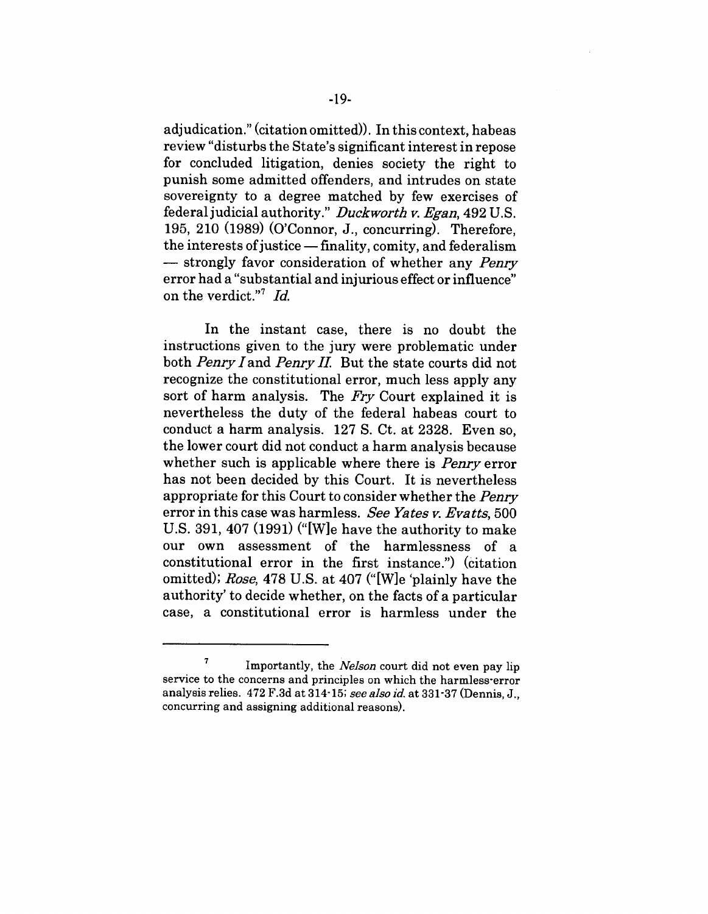adjudication." (citation omitted)). In this context, habeas review "disturbs the State's significant interest in repose for concluded litigation, denies society the right to punish some admitted offenders, and intrudes on state sovereignty to a degree matched by few exercises of federal judicial authority." *Duckworth v. Egan*, 492 U.S. 195, 210 (1989) (O'Connor, J., concurring). Therefore, the interests of justice — finality, comity, and federalism — strongly favor consideration of whether any *Penry* error had a "substantial and injurious effect or influence" on the verdict."[7] *Id.*

In the instant case, there is no doubt the instructions given to the jury were problematic under both *Penry I* and *Penry II*. But the state courts did not recognize the constitutional error, much less apply any sort of harm analysis. The *Fry* Court explained it is nevertheless the duty of the federal habeas court to conduct a harm analysis. 127 S. Ct. at 2328. Even so, the lower court did not conduct a harm analysis because whether such is applicable where there is *Penry* error has not been decided by this Court. It is nevertheless appropriate for this Court to consider whether the *Penry* error in this case was harmless. *See Yates v. Evatts*, 500 U.S. 391, 407 (1991) ("[W]e have the authority to make our own assessment of the harmlessness of a constitutional error in the first instance.") (citation omitted); *Rose*, 478 U.S. at 407 ("[W]e 'plainly have the authority' to decide whether, on the facts of a particular case, a constitutional error is harmless under the

---

[7] Importantly, the *Nelson* court did not even pay lip service to the concerns and principles on which the harmless-error analysis relies. 472 F.3d at 314-15; *see also id.* at 331-37 (Dennis, J., concurring and assigning additional reasons).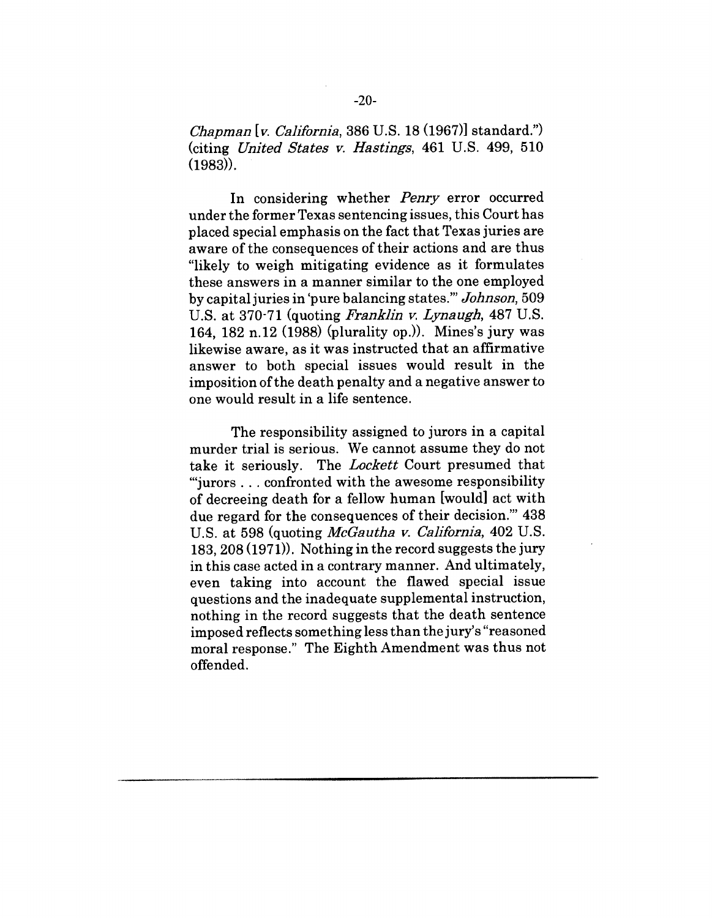*Chapman* [*v. California*, 386 U.S. 18 (1967)] standard.") (citing *United States v. Hastings*, 461 U.S. 499, 510 (1983)).

In considering whether *Penry* error occurred under the former Texas sentencing issues, this Court has placed special emphasis on the fact that Texas juries are aware of the consequences of their actions and are thus "likely to weigh mitigating evidence as it formulates these answers in a manner similar to the one employed by capital juries in 'pure balancing states.'" *Johnson*, 509 U.S. at 370-71 (quoting *Franklin v. Lynaugh*, 487 U.S. 164, 182 n.12 (1988) (plurality op.)). Mines's jury was likewise aware, as it was instructed that an affirmative answer to both special issues would result in the imposition of the death penalty and a negative answer to one would result in a life sentence.

The responsibility assigned to jurors in a capital murder trial is serious. We cannot assume they do not take it seriously. The *Lockett* Court presumed that "'jurors . . . confronted with the awesome responsibility of decreeing death for a fellow human [would] act with due regard for the consequences of their decision.'" 438 U.S. at 598 (quoting *McGautha v. California*, 402 U.S. 183, 208 (1971)). Nothing in the record suggests the jury in this case acted in a contrary manner. And ultimately, even taking into account the flawed special issue questions and the inadequate supplemental instruction, nothing in the record suggests that the death sentence imposed reflects something less than the jury's "reasoned moral response." The Eighth Amendment was thus not offended.

---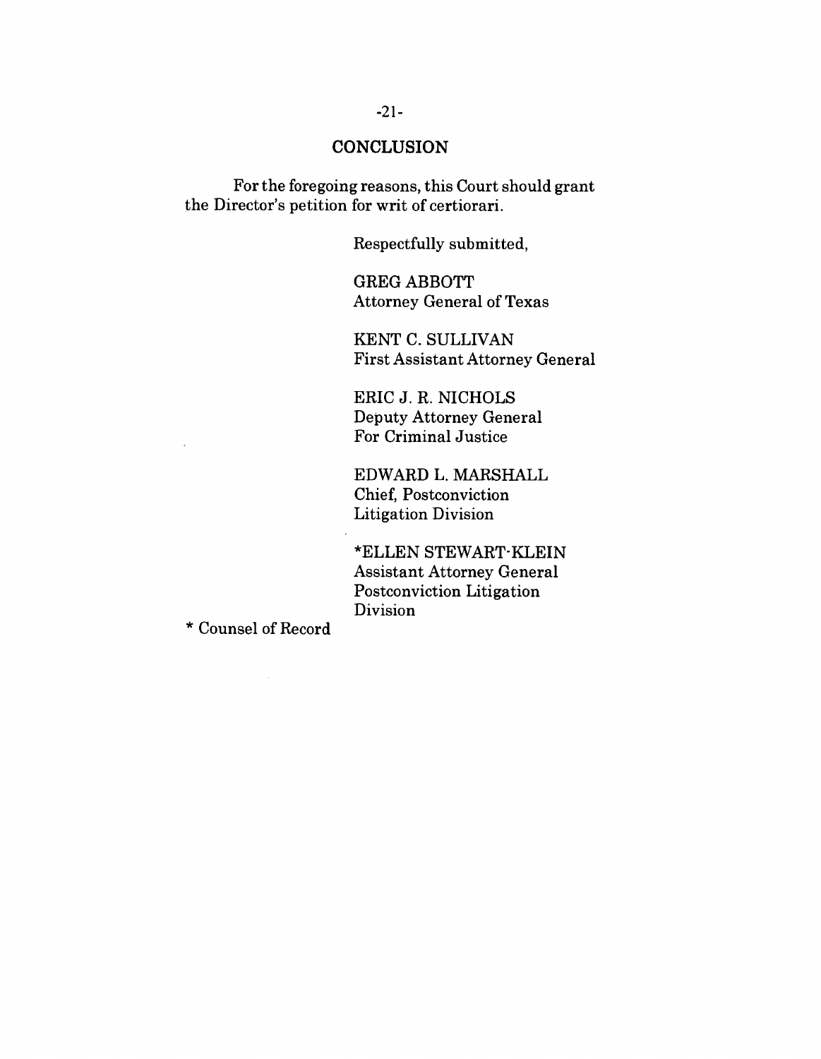## CONCLUSION

For the foregoing reasons, this Court should grant the Director's petition for writ of certiorari.

Respectfully submitted,

GREG ABBOTT
Attorney General of Texas

KENT C. SULLIVAN
First Assistant Attorney General

ERIC J. R. NICHOLS
Deputy Attorney General
For Criminal Justice

EDWARD L. MARSHALL
Chief, Postconviction
Litigation Division

*ELLEN STEWART-KLEIN
Assistant Attorney General
Postconviction Litigation
Division

* Counsel of Record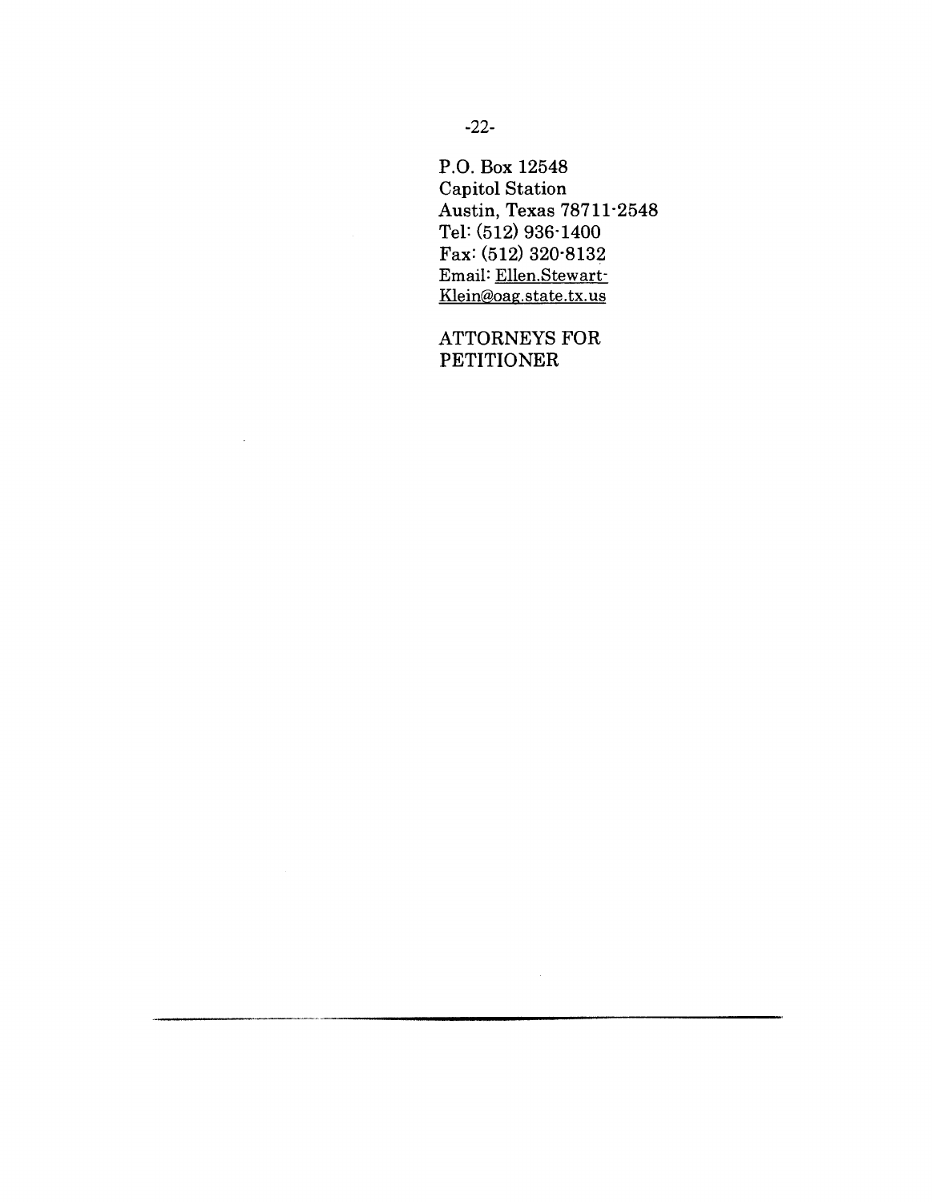P.O. Box 12548
Capitol Station
Austin, Texas 78711-2548
Tel: (512) 936-1400
Fax: (512) 320-8132
Email: Ellen.Stewart-Klein@oag.state.tx.us

ATTORNEYS FOR PETITIONER